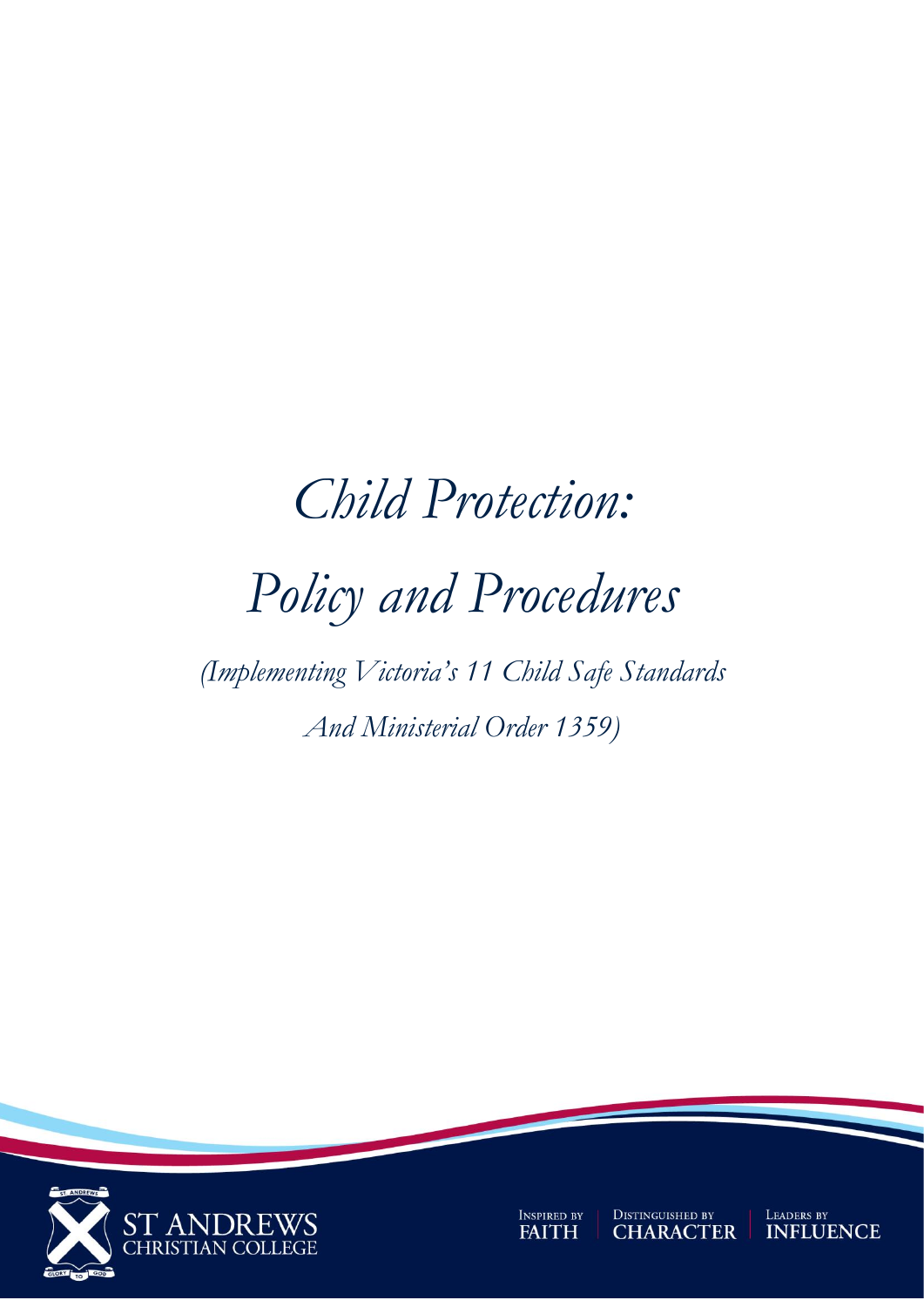# *Child Protection: Policy and Procedures*

*(Implementing Victoria's 11 Child Safe Standards And Ministerial Order 1359)*

ST ANDREWS CHRISTIAN COLLEGE

INSPIRED BY FAITH | DISTINGUISHED BY CHARACTER | LEADERS BY INFLUENCE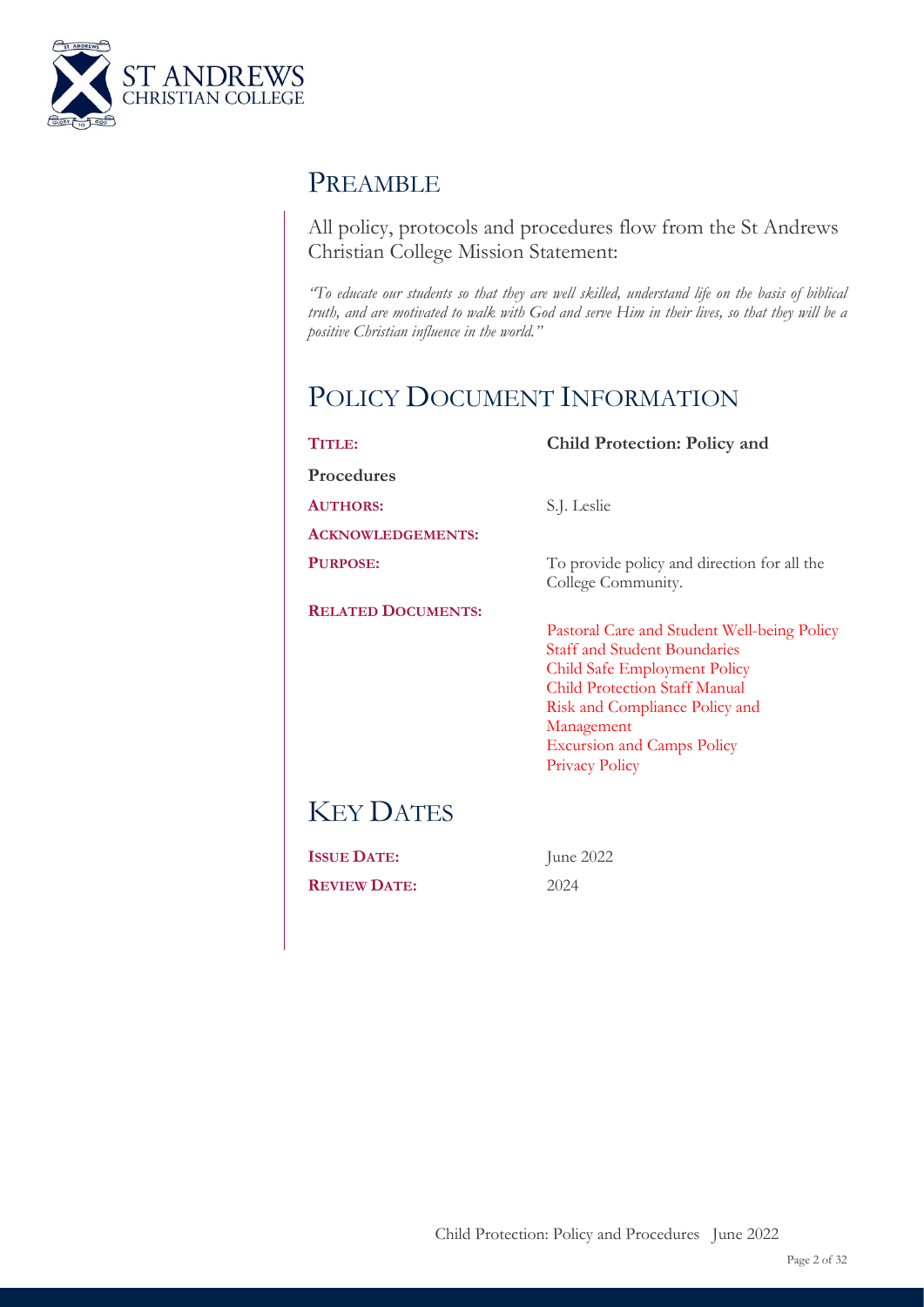## PREAMBLE

All policy, protocols and procedures flow from the St Andrews Christian College Mission Statement:

*"To educate our students so that they are well skilled, understand life on the basis of biblical truth, and are motivated to walk with God and serve Him in their lives, so that they will be a positive Christian influence in the world."*

## POLICY DOCUMENT INFORMATION

**TITLE:** **Child Protection: Policy and Procedures**

**AUTHORS:** S.J. Leslie

**ACKNOWLEDGEMENTS:**

**PURPOSE:** To provide policy and direction for all the College Community.

**RELATED DOCUMENTS:**

- Pastoral Care and Student Well-being Policy
- Staff and Student Boundaries
- Child Safe Employment Policy
- Child Protection Staff Manual
- Risk and Compliance Policy and Management
- Excursion and Camps Policy
- Privacy Policy

## KEY DATES

**ISSUE DATE:** June 2022

**REVIEW DATE:** 2024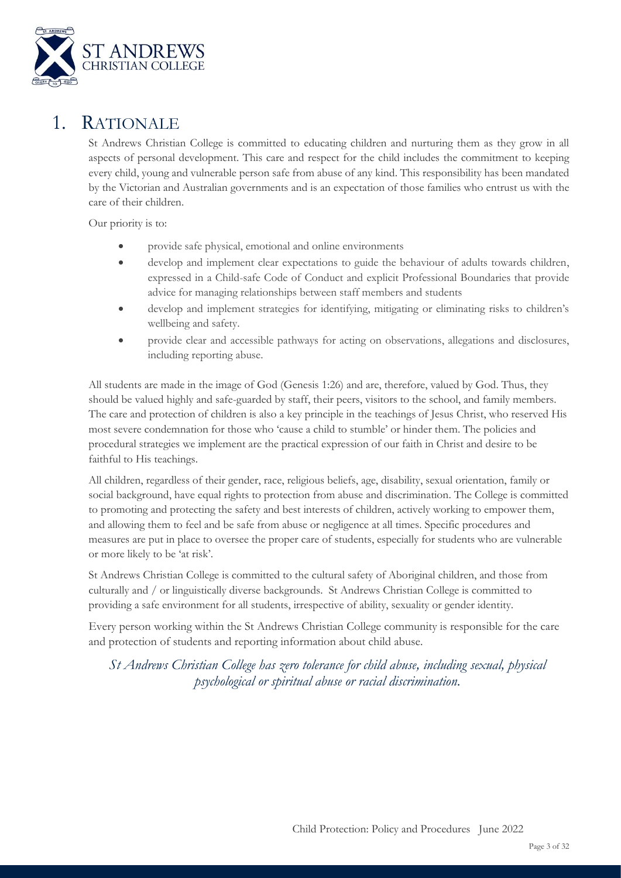# 1. RATIONALE

St Andrews Christian College is committed to educating children and nurturing them as they grow in all aspects of personal development. This care and respect for the child includes the commitment to keeping every child, young and vulnerable person safe from abuse of any kind. This responsibility has been mandated by the Victorian and Australian governments and is an expectation of those families who entrust us with the care of their children.

Our priority is to:

- provide safe physical, emotional and online environments
- develop and implement clear expectations to guide the behaviour of adults towards children, expressed in a Child-safe Code of Conduct and explicit Professional Boundaries that provide advice for managing relationships between staff members and students
- develop and implement strategies for identifying, mitigating or eliminating risks to children's wellbeing and safety.
- provide clear and accessible pathways for acting on observations, allegations and disclosures, including reporting abuse.

All students are made in the image of God (Genesis 1:26) and are, therefore, valued by God. Thus, they should be valued highly and safe-guarded by staff, their peers, visitors to the school, and family members. The care and protection of children is also a key principle in the teachings of Jesus Christ, who reserved His most severe condemnation for those who 'cause a child to stumble' or hinder them. The policies and procedural strategies we implement are the practical expression of our faith in Christ and desire to be faithful to His teachings.

All children, regardless of their gender, race, religious beliefs, age, disability, sexual orientation, family or social background, have equal rights to protection from abuse and discrimination. The College is committed to promoting and protecting the safety and best interests of children, actively working to empower them, and allowing them to feel and be safe from abuse or negligence at all times. Specific procedures and measures are put in place to oversee the proper care of students, especially for students who are vulnerable or more likely to be 'at risk'.

St Andrews Christian College is committed to the cultural safety of Aboriginal children, and those from culturally and / or linguistically diverse backgrounds. St Andrews Christian College is committed to providing a safe environment for all students, irrespective of ability, sexuality or gender identity.

Every person working within the St Andrews Christian College community is responsible for the care and protection of students and reporting information about child abuse.

*St Andrews Christian College has zero tolerance for child abuse, including sexual, physical psychological or spiritual abuse or racial discrimination.*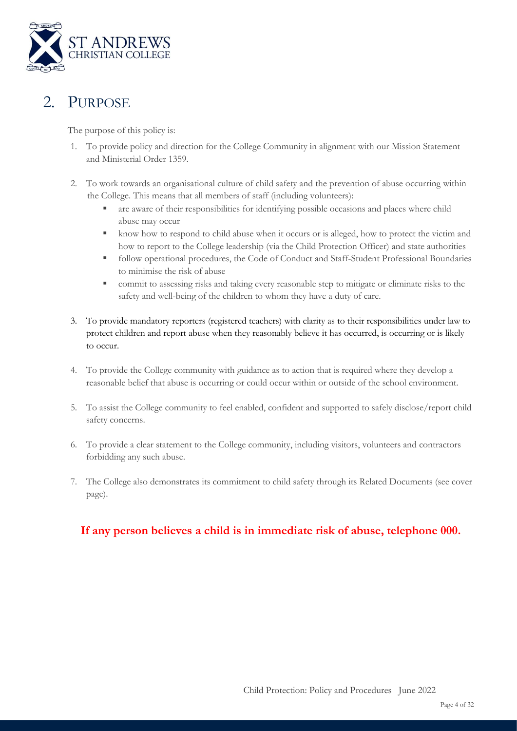## 2. Purpose

The purpose of this policy is:

1. To provide policy and direction for the College Community in alignment with our Mission Statement and Ministerial Order 1359.

2. To work towards an organisational culture of child safety and the prevention of abuse occurring within the College. This means that all members of staff (including volunteers):
   - are aware of their responsibilities for identifying possible occasions and places where child abuse may occur
   - know how to respond to child abuse when it occurs or is alleged, how to protect the victim and how to report to the College leadership (via the Child Protection Officer) and state authorities
   - follow operational procedures, the Code of Conduct and Staff-Student Professional Boundaries to minimise the risk of abuse
   - commit to assessing risks and taking every reasonable step to mitigate or eliminate risks to the safety and well-being of the children to whom they have a duty of care.

3. To provide mandatory reporters (registered teachers) with clarity as to their responsibilities under law to protect children and report abuse when they reasonably believe it has occurred, is occurring or is likely to occur.

4. To provide the College community with guidance as to action that is required where they develop a reasonable belief that abuse is occurring or could occur within or outside of the school environment.

5. To assist the College community to feel enabled, confident and supported to safely disclose/report child safety concerns.

6. To provide a clear statement to the College community, including visitors, volunteers and contractors forbidding any such abuse.

7. The College also demonstrates its commitment to child safety through its Related Documents (see cover page).

**If any person believes a child is in immediate risk of abuse, telephone 000.**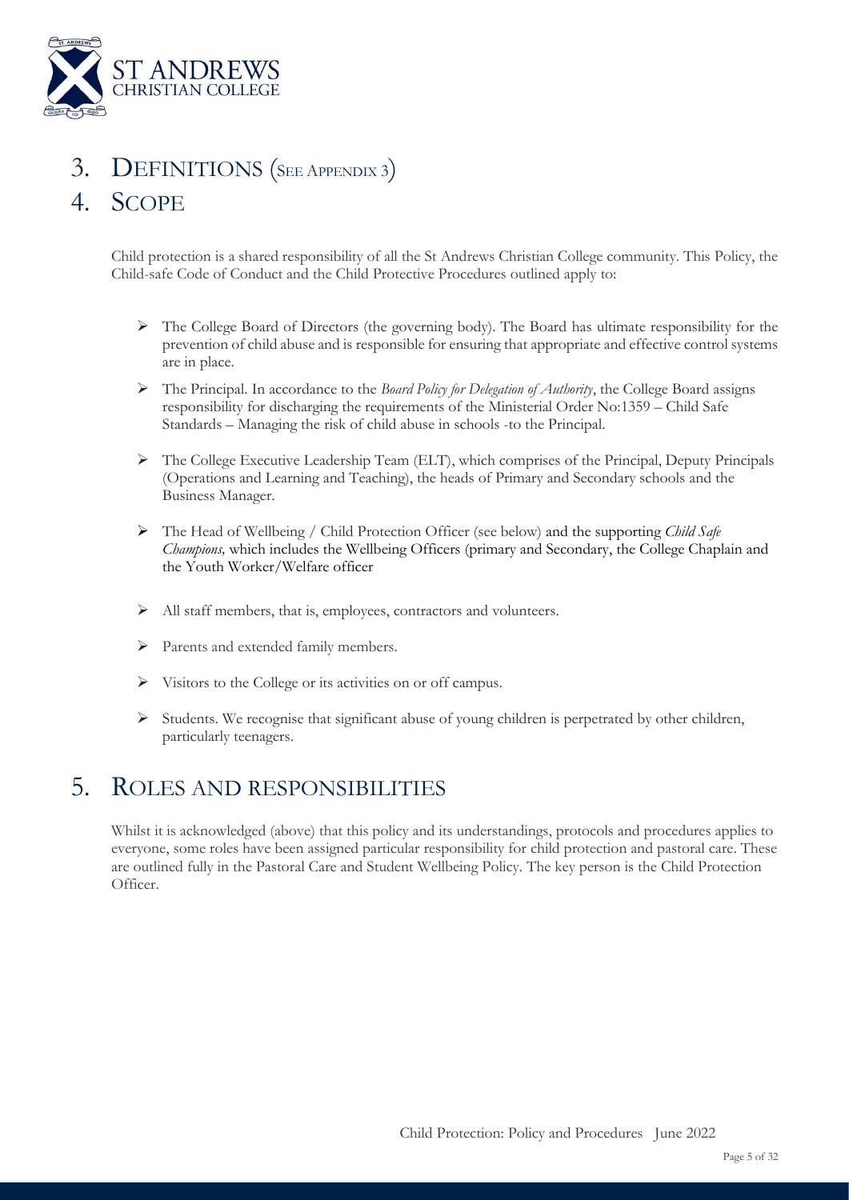# 3. DEFINITIONS (SEE APPENDIX 3)

# 4. SCOPE

Child protection is a shared responsibility of all the St Andrews Christian College community. This Policy, the Child-safe Code of Conduct and the Child Protective Procedures outlined apply to:

- The College Board of Directors (the governing body). The Board has ultimate responsibility for the prevention of child abuse and is responsible for ensuring that appropriate and effective control systems are in place.
- The Principal. In accordance to the *Board Policy for Delegation of Authority*, the College Board assigns responsibility for discharging the requirements of the Ministerial Order No:1359 – Child Safe Standards – Managing the risk of child abuse in schools -to the Principal.
- The College Executive Leadership Team (ELT), which comprises of the Principal, Deputy Principals (Operations and Learning and Teaching), the heads of Primary and Secondary schools and the Business Manager.
- The Head of Wellbeing / Child Protection Officer (see below) and the supporting *Child Safe Champions,* which includes the Wellbeing Officers (primary and Secondary, the College Chaplain and the Youth Worker/Welfare officer
- All staff members, that is, employees, contractors and volunteers.
- Parents and extended family members.
- Visitors to the College or its activities on or off campus.
- Students. We recognise that significant abuse of young children is perpetrated by other children, particularly teenagers.

# 5. ROLES AND RESPONSIBILITIES

Whilst it is acknowledged (above) that this policy and its understandings, protocols and procedures applies to everyone, some roles have been assigned particular responsibility for child protection and pastoral care. These are outlined fully in the Pastoral Care and Student Wellbeing Policy. The key person is the Child Protection Officer.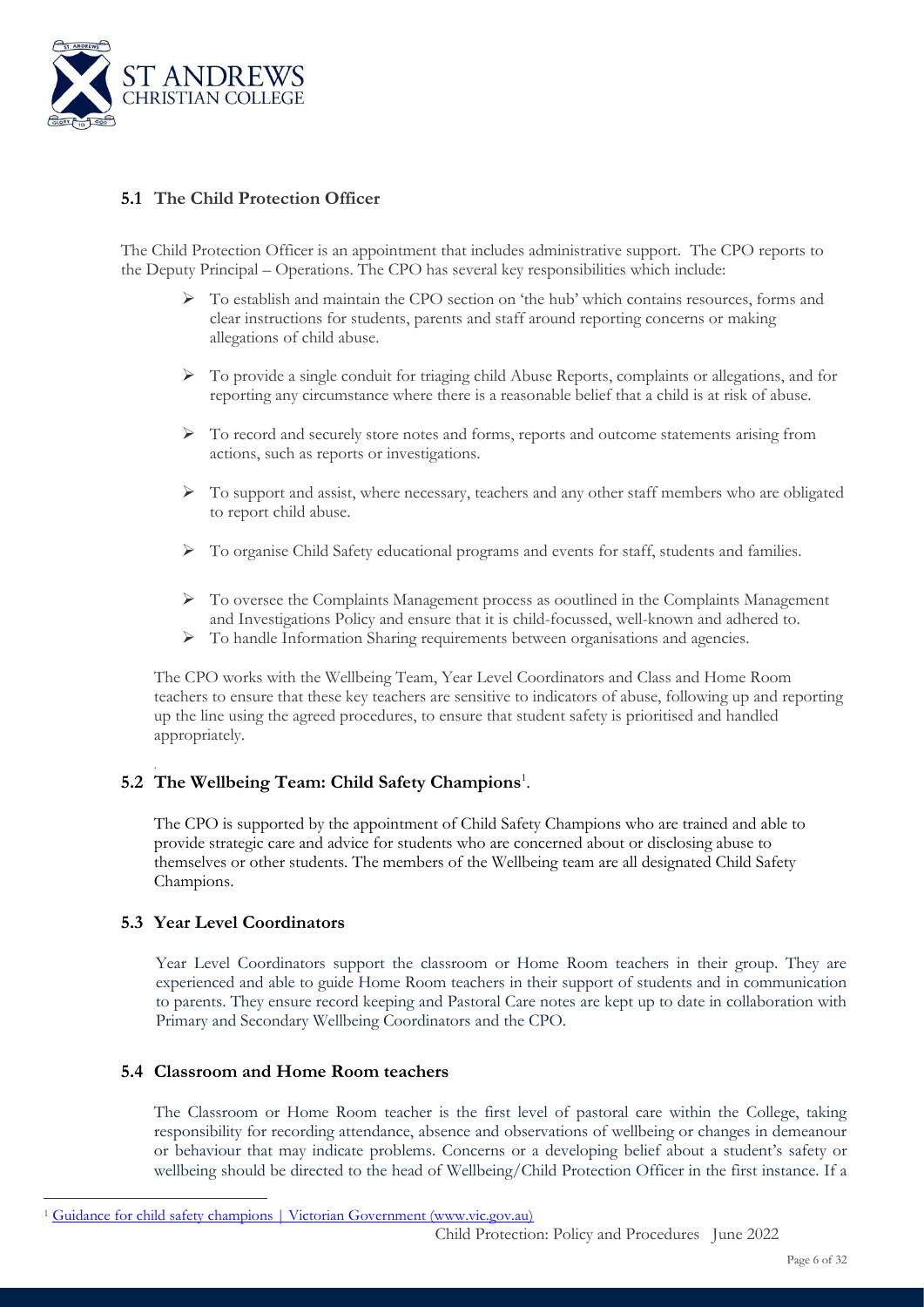### 5.1 The Child Protection Officer

The Child Protection Officer is an appointment that includes administrative support. The CPO reports to the Deputy Principal – Operations. The CPO has several key responsibilities which include:

- To establish and maintain the CPO section on 'the hub' which contains resources, forms and clear instructions for students, parents and staff around reporting concerns or making allegations of child abuse.
- To provide a single conduit for triaging child Abuse Reports, complaints or allegations, and for reporting any circumstance where there is a reasonable belief that a child is at risk of abuse.
- To record and securely store notes and forms, reports and outcome statements arising from actions, such as reports or investigations.
- To support and assist, where necessary, teachers and any other staff members who are obligated to report child abuse.
- To organise Child Safety educational programs and events for staff, students and families.
- To oversee the Complaints Management process as ooutlined in the Complaints Management and Investigations Policy and ensure that it is child-focussed, well-known and adhered to.
- To handle Information Sharing requirements between organisations and agencies.

The CPO works with the Wellbeing Team, Year Level Coordinators and Class and Home Room teachers to ensure that these key teachers are sensitive to indicators of abuse, following up and reporting up the line using the agreed procedures, to ensure that student safety is prioritised and handled appropriately.

### 5.2 The Wellbeing Team: Child Safety Champions[1].

The CPO is supported by the appointment of Child Safety Champions who are trained and able to provide strategic care and advice for students who are concerned about or disclosing abuse to themselves or other students. The members of the Wellbeing team are all designated Child Safety Champions.

### 5.3 Year Level Coordinators

Year Level Coordinators support the classroom or Home Room teachers in their group. They are experienced and able to guide Home Room teachers in their support of students and in communication to parents. They ensure record keeping and Pastoral Care notes are kept up to date in collaboration with Primary and Secondary Wellbeing Coordinators and the CPO.

### 5.4 Classroom and Home Room teachers

The Classroom or Home Room teacher is the first level of pastoral care within the College, taking responsibility for recording attendance, absence and observations of wellbeing or changes in demeanour or behaviour that may indicate problems. Concerns or a developing belief about a student's safety or wellbeing should be directed to the head of Wellbeing/Child Protection Officer in the first instance. If a

[1] Guidance for child safety champions | Victorian Government (www.vic.gov.au)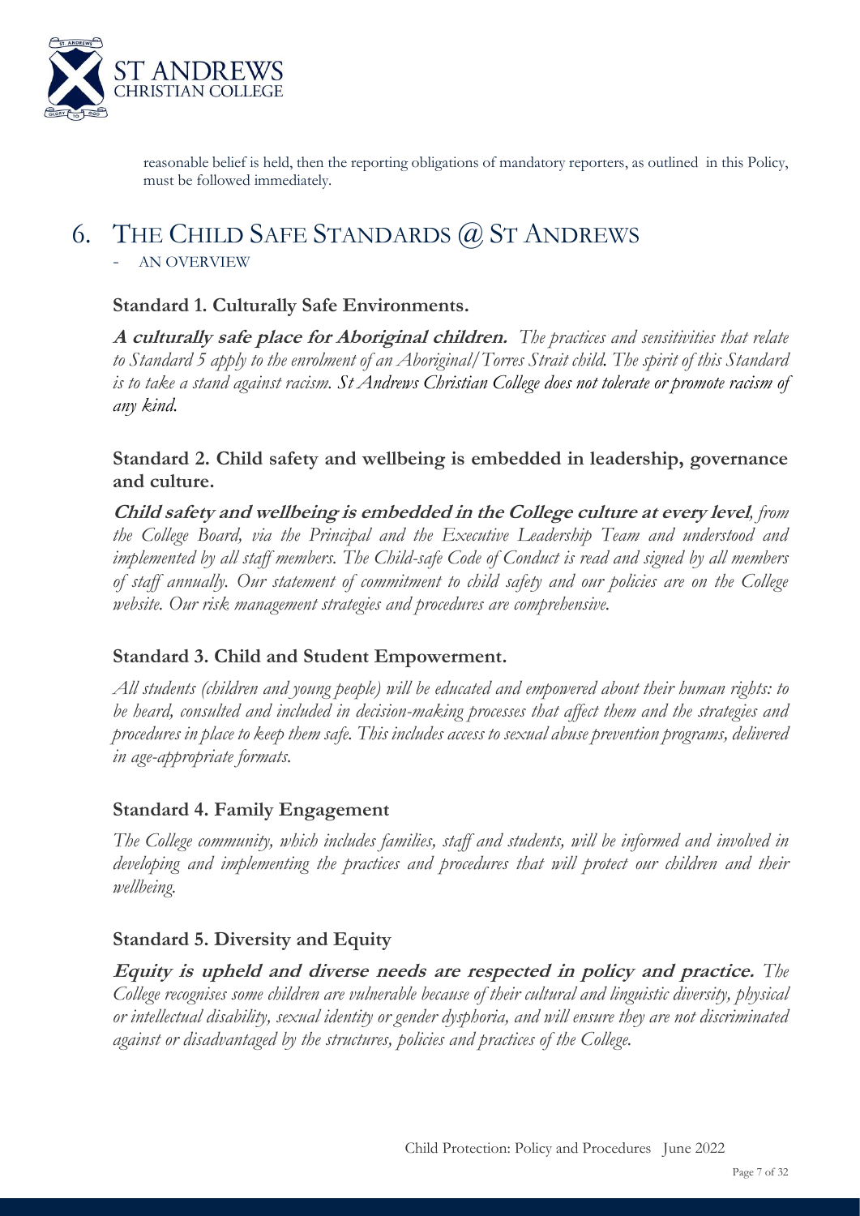reasonable belief is held, then the reporting obligations of mandatory reporters, as outlined in this Policy, must be followed immediately.

# 6. THE CHILD SAFE STANDARDS @ ST ANDREWS

- AN OVERVIEW

### Standard 1. Culturally Safe Environments.

***A culturally safe place for Aboriginal children.*** *The practices and sensitivities that relate to Standard 5 apply to the enrolment of an Aboriginal/Torres Strait child. The spirit of this Standard is to take a stand against racism. St Andrews Christian College does not tolerate or promote racism of any kind.*

### Standard 2. Child safety and wellbeing is embedded in leadership, governance and culture.

***Child safety and wellbeing is embedded in the College culture at every level****, from the College Board, via the Principal and the Executive Leadership Team and understood and implemented by all staff members. The Child-safe Code of Conduct is read and signed by all members of staff annually. Our statement of commitment to child safety and our policies are on the College website. Our risk management strategies and procedures are comprehensive.*

### Standard 3. Child and Student Empowerment.

*All students (children and young people) will be educated and empowered about their human rights: to be heard, consulted and included in decision-making processes that affect them and the strategies and procedures in place to keep them safe. This includes access to sexual abuse prevention programs, delivered in age-appropriate formats.*

### Standard 4. Family Engagement

*The College community, which includes families, staff and students, will be informed and involved in developing and implementing the practices and procedures that will protect our children and their wellbeing.*

### Standard 5. Diversity and Equity

***Equity is upheld and diverse needs are respected in policy and practice.*** *The College recognises some children are vulnerable because of their cultural and linguistic diversity, physical or intellectual disability, sexual identity or gender dysphoria, and will ensure they are not discriminated against or disadvantaged by the structures, policies and practices of the College.*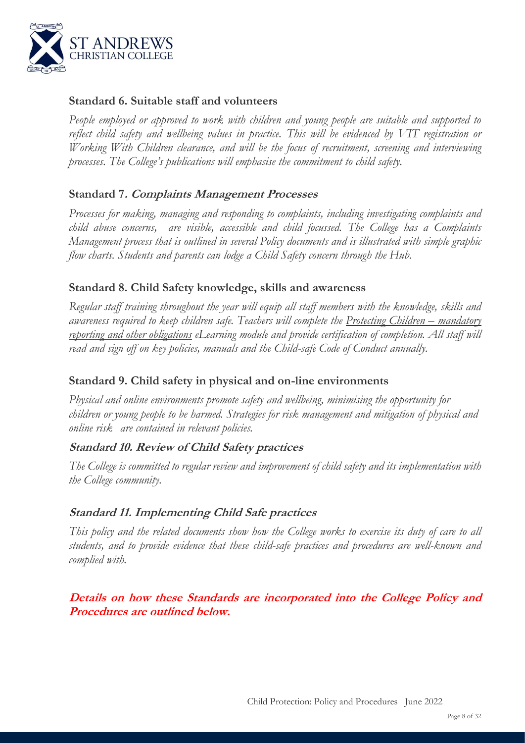### Standard 6. Suitable staff and volunteers

*People employed or approved to work with children and young people are suitable and supported to reflect child safety and wellbeing values in practice. This will be evidenced by VIT registration or Working With Children clearance, and will be the focus of recruitment, screening and interviewing processes. The College's publications will emphasise the commitment to child safety.*

### Standard 7. *Complaints Management Processes*

*Processes for making, managing and responding to complaints, including investigating complaints and child abuse concerns, are visible, accessible and child focussed. The College has a Complaints Management process that is outlined in several Policy documents and is illustrated with simple graphic flow charts. Students and parents can lodge a Child Safety concern through the Hub.*

### Standard 8. Child Safety knowledge, skills and awareness

*Regular staff training throughout the year will equip all staff members with the knowledge, skills and awareness required to keep children safe. Teachers will complete the Protecting Children – mandatory reporting and other obligations eLearning module and provide certification of completion. All staff will read and sign off on key policies, manuals and the Child-safe Code of Conduct annually.*

### Standard 9. Child safety in physical and on-line environments

*Physical and online environments promote safety and wellbeing, minimising the opportunity for children or young people to be harmed. Strategies for risk management and mitigation of physical and online risk are contained in relevant policies.*

### *Standard 10. Review of Child Safety practices*

*The College is committed to regular review and improvement of child safety and its implementation with the College community.*

### *Standard 11. Implementing Child Safe practices*

*This policy and the related documents show how the College works to exercise its duty of care to all students, and to provide evidence that these child-safe practices and procedures are well-known and complied with.*

***Details on how these Standards are incorporated into the College Policy and Procedures are outlined below.***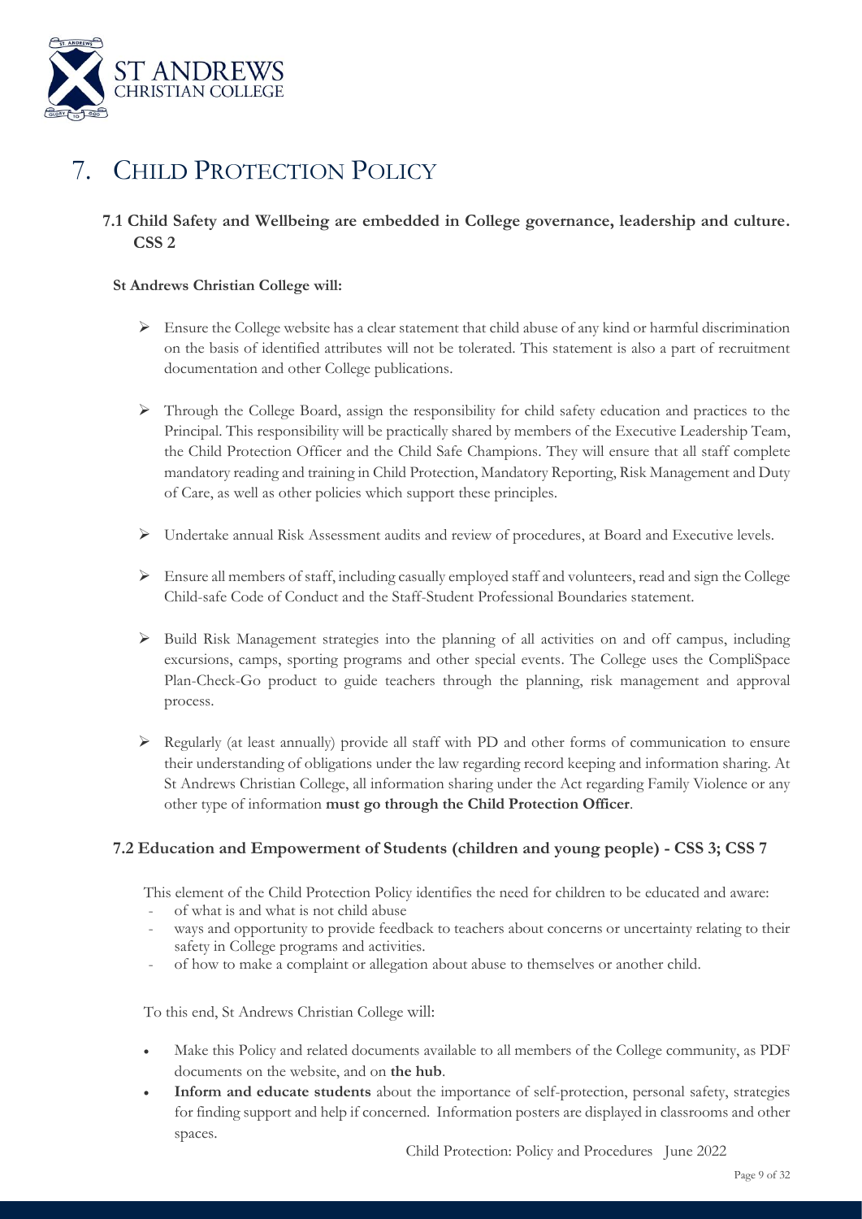# 7. CHILD PROTECTION POLICY

## 7.1 Child Safety and Wellbeing are embedded in College governance, leadership and culture. CSS 2

**St Andrews Christian College will:**

- Ensure the College website has a clear statement that child abuse of any kind or harmful discrimination on the basis of identified attributes will not be tolerated. This statement is also a part of recruitment documentation and other College publications.
- Through the College Board, assign the responsibility for child safety education and practices to the Principal. This responsibility will be practically shared by members of the Executive Leadership Team, the Child Protection Officer and the Child Safe Champions. They will ensure that all staff complete mandatory reading and training in Child Protection, Mandatory Reporting, Risk Management and Duty of Care, as well as other policies which support these principles.
- Undertake annual Risk Assessment audits and review of procedures, at Board and Executive levels.
- Ensure all members of staff, including casually employed staff and volunteers, read and sign the College Child-safe Code of Conduct and the Staff-Student Professional Boundaries statement.
- Build Risk Management strategies into the planning of all activities on and off campus, including excursions, camps, sporting programs and other special events. The College uses the CompliSpace Plan-Check-Go product to guide teachers through the planning, risk management and approval process.
- Regularly (at least annually) provide all staff with PD and other forms of communication to ensure their understanding of obligations under the law regarding record keeping and information sharing. At St Andrews Christian College, all information sharing under the Act regarding Family Violence or any other type of information **must go through the Child Protection Officer**.

## 7.2 Education and Empowerment of Students (children and young people) - CSS 3; CSS 7

This element of the Child Protection Policy identifies the need for children to be educated and aware:

- of what is and what is not child abuse
- ways and opportunity to provide feedback to teachers about concerns or uncertainty relating to their safety in College programs and activities.
- of how to make a complaint or allegation about abuse to themselves or another child.

To this end, St Andrews Christian College will:

- Make this Policy and related documents available to all members of the College community, as PDF documents on the website, and on **the hub**.
- **Inform and educate students** about the importance of self-protection, personal safety, strategies for finding support and help if concerned. Information posters are displayed in classrooms and other spaces.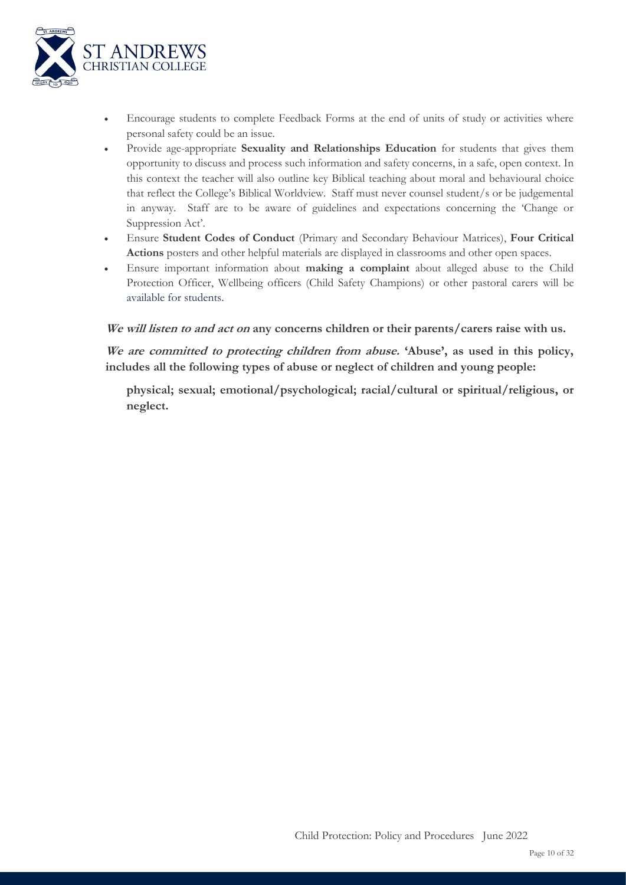- Encourage students to complete Feedback Forms at the end of units of study or activities where personal safety could be an issue.
- Provide age-appropriate **Sexuality and Relationships Education** for students that gives them opportunity to discuss and process such information and safety concerns, in a safe, open context. In this context the teacher will also outline key Biblical teaching about moral and behavioural choice that reflect the College's Biblical Worldview. Staff must never counsel student/s or be judgemental in anyway. Staff are to be aware of guidelines and expectations concerning the 'Change or Suppression Act'.
- Ensure **Student Codes of Conduct** (Primary and Secondary Behaviour Matrices), **Four Critical Actions** posters and other helpful materials are displayed in classrooms and other open spaces.
- Ensure important information about **making a complaint** about alleged abuse to the Child Protection Officer, Wellbeing officers (Child Safety Champions) or other pastoral carers will be available for students.

***We will listen to and act on*** **any concerns children or their parents/carers raise with us.**

***We are committed to protecting children from abuse.*** **'Abuse', as used in this policy, includes all the following types of abuse or neglect of children and young people:**

**physical; sexual; emotional/psychological; racial/cultural or spiritual/religious, or neglect.**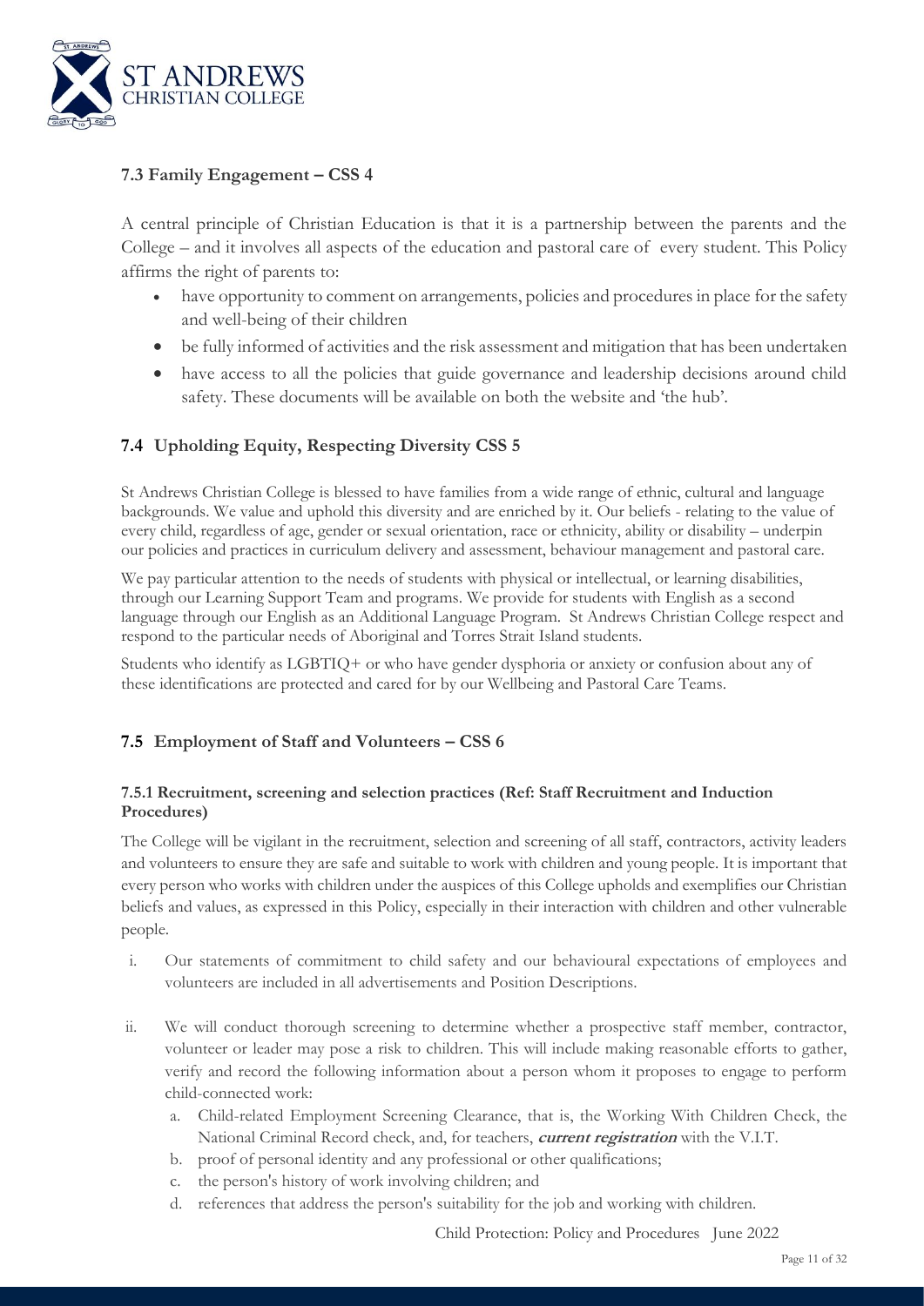### 7.3 Family Engagement – CSS 4

A central principle of Christian Education is that it is a partnership between the parents and the College – and it involves all aspects of the education and pastoral care of every student. This Policy affirms the right of parents to:

- have opportunity to comment on arrangements, policies and procedures in place for the safety and well-being of their children
- be fully informed of activities and the risk assessment and mitigation that has been undertaken
- have access to all the policies that guide governance and leadership decisions around child safety. These documents will be available on both the website and 'the hub'.

### 7.4 Upholding Equity, Respecting Diversity CSS 5

St Andrews Christian College is blessed to have families from a wide range of ethnic, cultural and language backgrounds. We value and uphold this diversity and are enriched by it. Our beliefs - relating to the value of every child, regardless of age, gender or sexual orientation, race or ethnicity, ability or disability – underpin our policies and practices in curriculum delivery and assessment, behaviour management and pastoral care.

We pay particular attention to the needs of students with physical or intellectual, or learning disabilities, through our Learning Support Team and programs. We provide for students with English as a second language through our English as an Additional Language Program. St Andrews Christian College respect and respond to the particular needs of Aboriginal and Torres Strait Island students.

Students who identify as LGBTIQ+ or who have gender dysphoria or anxiety or confusion about any of these identifications are protected and cared for by our Wellbeing and Pastoral Care Teams.

### 7.5 Employment of Staff and Volunteers – CSS 6

#### 7.5.1 Recruitment, screening and selection practices (Ref: Staff Recruitment and Induction Procedures)

The College will be vigilant in the recruitment, selection and screening of all staff, contractors, activity leaders and volunteers to ensure they are safe and suitable to work with children and young people. It is important that every person who works with children under the auspices of this College upholds and exemplifies our Christian beliefs and values, as expressed in this Policy, especially in their interaction with children and other vulnerable people.

i. Our statements of commitment to child safety and our behavioural expectations of employees and volunteers are included in all advertisements and Position Descriptions.

ii. We will conduct thorough screening to determine whether a prospective staff member, contractor, volunteer or leader may pose a risk to children. This will include making reasonable efforts to gather, verify and record the following information about a person whom it proposes to engage to perform child-connected work:

   a. Child-related Employment Screening Clearance, that is, the Working With Children Check, the National Criminal Record check, and, for teachers, ***current registration*** with the V.I.T.
   b. proof of personal identity and any professional or other qualifications;
   c. the person's history of work involving children; and
   d. references that address the person's suitability for the job and working with children.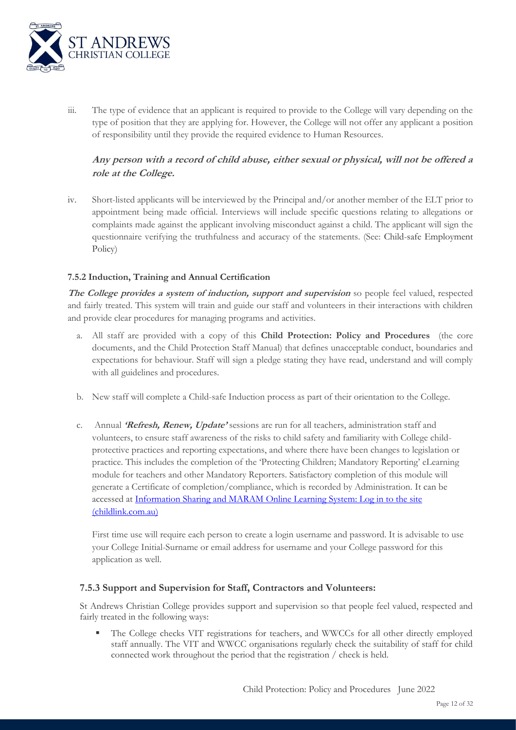iii. The type of evidence that an applicant is required to provide to the College will vary depending on the type of position that they are applying for. However, the College will not offer any applicant a position of responsibility until they provide the required evidence to Human Resources.

***Any person with a record of child abuse, either sexual or physical, will not be offered a role at the College.***

iv. Short-listed applicants will be interviewed by the Principal and/or another member of the ELT prior to appointment being made official. Interviews will include specific questions relating to allegations or complaints made against the applicant involving misconduct against a child. The applicant will sign the questionnaire verifying the truthfulness and accuracy of the statements. (See: Child-safe Employment Policy)

#### 7.5.2 Induction, Training and Annual Certification

***The College provides a system of induction, support and supervision*** so people feel valued, respected and fairly treated. This system will train and guide our staff and volunteers in their interactions with children and provide clear procedures for managing programs and activities.

a. All staff are provided with a copy of this **Child Protection: Policy and Procedures** (the core documents, and the Child Protection Staff Manual) that defines unacceptable conduct, boundaries and expectations for behaviour. Staff will sign a pledge stating they have read, understand and will comply with all guidelines and procedures.

b. New staff will complete a Child-safe Induction process as part of their orientation to the College.

c. Annual ***'Refresh, Renew, Update'*** sessions are run for all teachers, administration staff and volunteers, to ensure staff awareness of the risks to child safety and familiarity with College child-protective practices and reporting expectations, and where there have been changes to legislation or practice. This includes the completion of the 'Protecting Children; Mandatory Reporting' eLearning module for teachers and other Mandatory Reporters. Satisfactory completion of this module will generate a Certificate of completion/compliance, which is recorded by Administration. It can be accessed at [Information Sharing and MARAM Online Learning System: Log in to the site (childlink.com.au)]

   First time use will require each person to create a login username and password. It is advisable to use your College Initial-Surname or email address for username and your College password for this application as well.

#### 7.5.3 Support and Supervision for Staff, Contractors and Volunteers:

St Andrews Christian College provides support and supervision so that people feel valued, respected and fairly treated in the following ways:

- The College checks VIT registrations for teachers, and WWCCs for all other directly employed staff annually. The VIT and WWCC organisations regularly check the suitability of staff for child connected work throughout the period that the registration / check is held.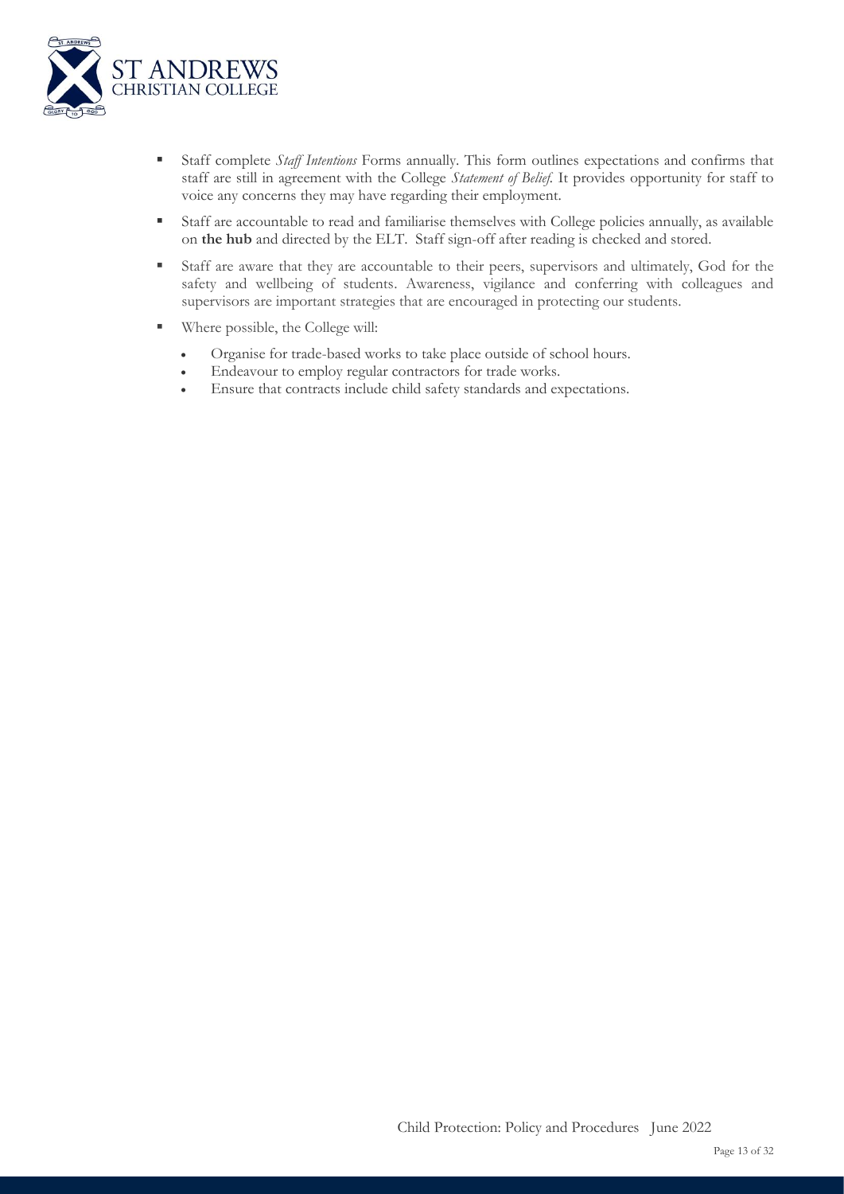- Staff complete *Staff Intentions* Forms annually. This form outlines expectations and confirms that staff are still in agreement with the College *Statement of Belief*. It provides opportunity for staff to voice any concerns they may have regarding their employment.
- Staff are accountable to read and familiarise themselves with College policies annually, as available on **the hub** and directed by the ELT. Staff sign-off after reading is checked and stored.
- Staff are aware that they are accountable to their peers, supervisors and ultimately, God for the safety and wellbeing of students. Awareness, vigilance and conferring with colleagues and supervisors are important strategies that are encouraged in protecting our students.
- Where possible, the College will:
  - Organise for trade-based works to take place outside of school hours.
  - Endeavour to employ regular contractors for trade works.
  - Ensure that contracts include child safety standards and expectations.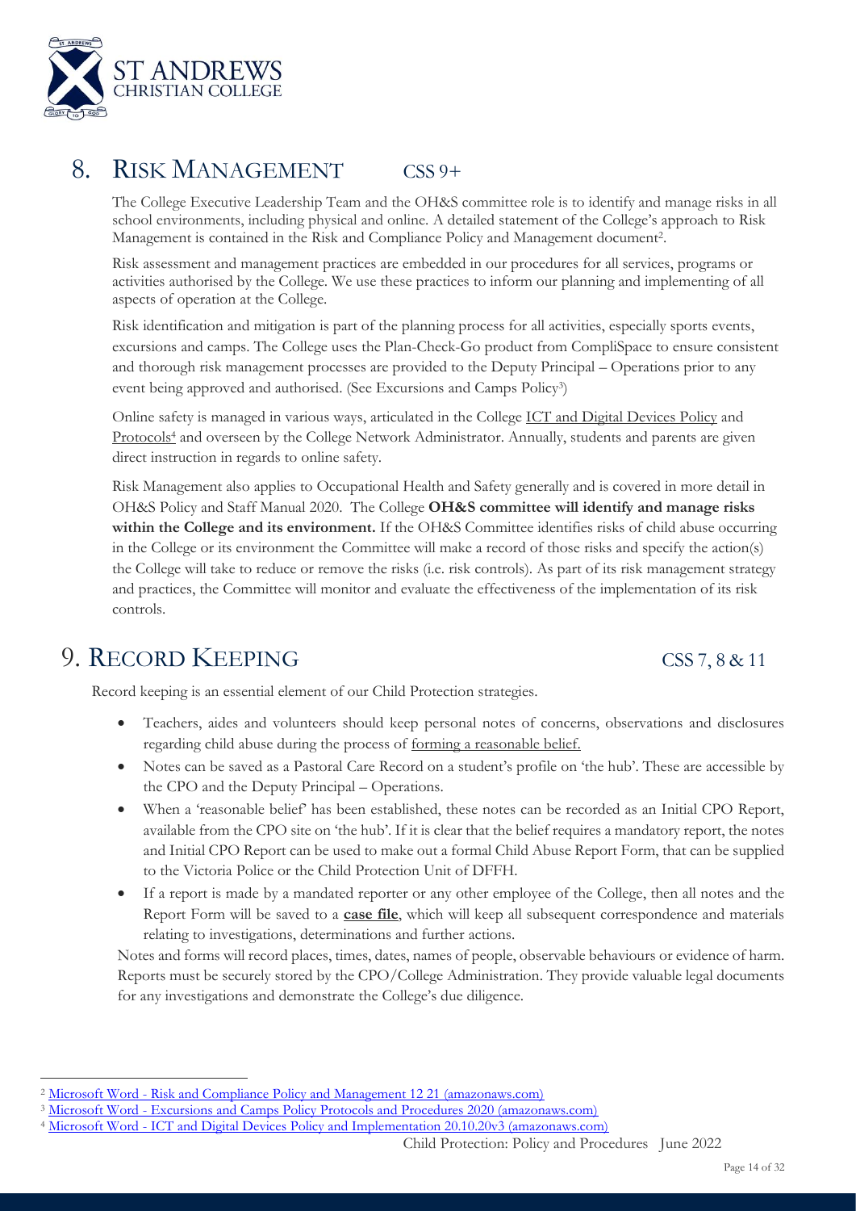# 8. Risk Management CSS 9+

The College Executive Leadership Team and the OH&S committee role is to identify and manage risks in all school environments, including physical and online. A detailed statement of the College's approach to Risk Management is contained in the Risk and Compliance Policy and Management document[2].

Risk assessment and management practices are embedded in our procedures for all services, programs or activities authorised by the College. We use these practices to inform our planning and implementing of all aspects of operation at the College.

Risk identification and mitigation is part of the planning process for all activities, especially sports events, excursions and camps. The College uses the Plan-Check-Go product from CompliSpace to ensure consistent and thorough risk management processes are provided to the Deputy Principal – Operations prior to any event being approved and authorised. (See Excursions and Camps Policy[3])

Online safety is managed in various ways, articulated in the College ICT and Digital Devices Policy and Protocols[4] and overseen by the College Network Administrator. Annually, students and parents are given direct instruction in regards to online safety.

Risk Management also applies to Occupational Health and Safety generally and is covered in more detail in OH&S Policy and Staff Manual 2020. The College **OH&S committee will identify and manage risks within the College and its environment.** If the OH&S Committee identifies risks of child abuse occurring in the College or its environment the Committee will make a record of those risks and specify the action(s) the College will take to reduce or remove the risks (i.e. risk controls). As part of its risk management strategy and practices, the Committee will monitor and evaluate the effectiveness of the implementation of its risk controls.

# 9. Record Keeping CSS 7, 8 & 11

Record keeping is an essential element of our Child Protection strategies.

- Teachers, aides and volunteers should keep personal notes of concerns, observations and disclosures regarding child abuse during the process of forming a reasonable belief.
- Notes can be saved as a Pastoral Care Record on a student's profile on 'the hub'. These are accessible by the CPO and the Deputy Principal – Operations.
- When a 'reasonable belief' has been established, these notes can be recorded as an Initial CPO Report, available from the CPO site on 'the hub'. If it is clear that the belief requires a mandatory report, the notes and Initial CPO Report can be used to make out a formal Child Abuse Report Form, that can be supplied to the Victoria Police or the Child Protection Unit of DFFH.
- If a report is made by a mandated reporter or any other employee of the College, then all notes and the Report Form will be saved to a **case file**, which will keep all subsequent correspondence and materials relating to investigations, determinations and further actions.

Notes and forms will record places, times, dates, names of people, observable behaviours or evidence of harm. Reports must be securely stored by the CPO/College Administration. They provide valuable legal documents for any investigations and demonstrate the College's due diligence.

---

[2] Microsoft Word - Risk and Compliance Policy and Management 12 21 (amazonaws.com)

[3] Microsoft Word - Excursions and Camps Policy Protocols and Procedures 2020 (amazonaws.com)

[4] Microsoft Word - ICT and Digital Devices Policy and Implementation 20.10.20v3 (amazonaws.com)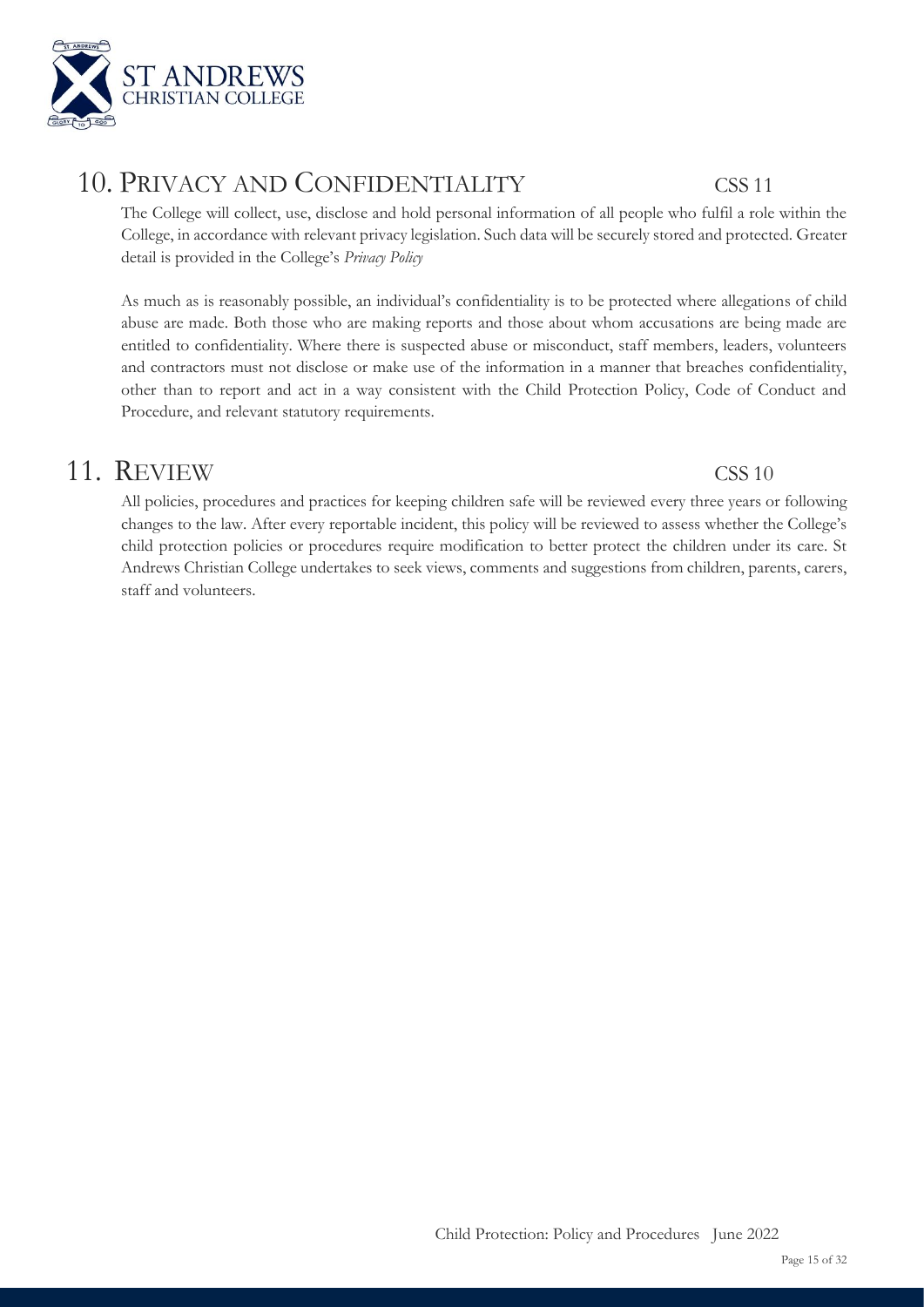## 10. Privacy and Confidentiality CSS 11

The College will collect, use, disclose and hold personal information of all people who fulfil a role within the College, in accordance with relevant privacy legislation. Such data will be securely stored and protected. Greater detail is provided in the College's *Privacy Policy*

As much as is reasonably possible, an individual's confidentiality is to be protected where allegations of child abuse are made. Both those who are making reports and those about whom accusations are being made are entitled to confidentiality. Where there is suspected abuse or misconduct, staff members, leaders, volunteers and contractors must not disclose or make use of the information in a manner that breaches confidentiality, other than to report and act in a way consistent with the Child Protection Policy, Code of Conduct and Procedure, and relevant statutory requirements.

## 11. Review CSS 10

All policies, procedures and practices for keeping children safe will be reviewed every three years or following changes to the law. After every reportable incident, this policy will be reviewed to assess whether the College's child protection policies or procedures require modification to better protect the children under its care. St Andrews Christian College undertakes to seek views, comments and suggestions from children, parents, carers, staff and volunteers.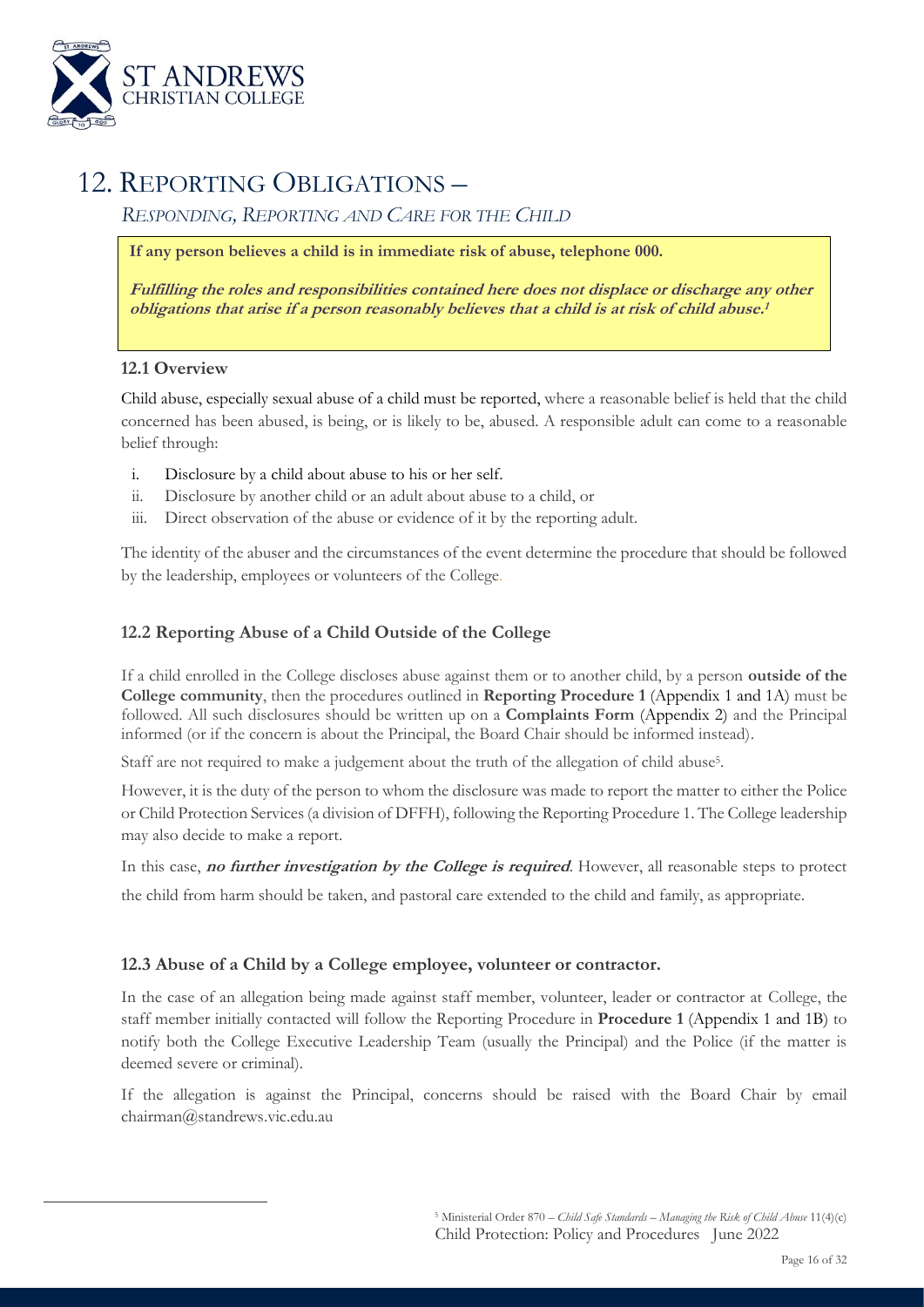# 12. Reporting Obligations –

*Responding, Reporting and Care for the Child*

**If any person believes a child is in immediate risk of abuse, telephone 000.**

***Fulfilling the roles and responsibilities contained here does not displace or discharge any other obligations that arise if a person reasonably believes that a child is at risk of child abuse.[1]***

### 12.1 Overview

Child abuse, especially sexual abuse of a child must be reported, where a reasonable belief is held that the child concerned has been abused, is being, or is likely to be, abused. A responsible adult can come to a reasonable belief through:

i. Disclosure by a child about abuse to his or her self.
ii. Disclosure by another child or an adult about abuse to a child, or
iii. Direct observation of the abuse or evidence of it by the reporting adult.

The identity of the abuser and the circumstances of the event determine the procedure that should be followed by the leadership, employees or volunteers of the College.

### 12.2 Reporting Abuse of a Child Outside of the College

If a child enrolled in the College discloses abuse against them or to another child, by a person **outside of the College community**, then the procedures outlined in **Reporting Procedure 1** (Appendix 1 and 1A) must be followed. All such disclosures should be written up on a **Complaints Form** (Appendix 2) and the Principal informed (or if the concern is about the Principal, the Board Chair should be informed instead).

Staff are not required to make a judgement about the truth of the allegation of child abuse[5].

However, it is the duty of the person to whom the disclosure was made to report the matter to either the Police or Child Protection Services (a division of DFFH), following the Reporting Procedure 1. The College leadership may also decide to make a report.

In this case, ***no further investigation by the College is required***. However, all reasonable steps to protect the child from harm should be taken, and pastoral care extended to the child and family, as appropriate.

### 12.3 Abuse of a Child by a College employee, volunteer or contractor.

In the case of an allegation being made against staff member, volunteer, leader or contractor at College, the staff member initially contacted will follow the Reporting Procedure in **Procedure 1** (Appendix 1 and 1B) to notify both the College Executive Leadership Team (usually the Principal) and the Police (if the matter is deemed severe or criminal).

If the allegation is against the Principal, concerns should be raised with the Board Chair by email chairman@standrews.vic.edu.au

---

[5] Ministerial Order 870 – *Child Safe Standards – Managing the Risk of Child Abuse* 11(4)(c)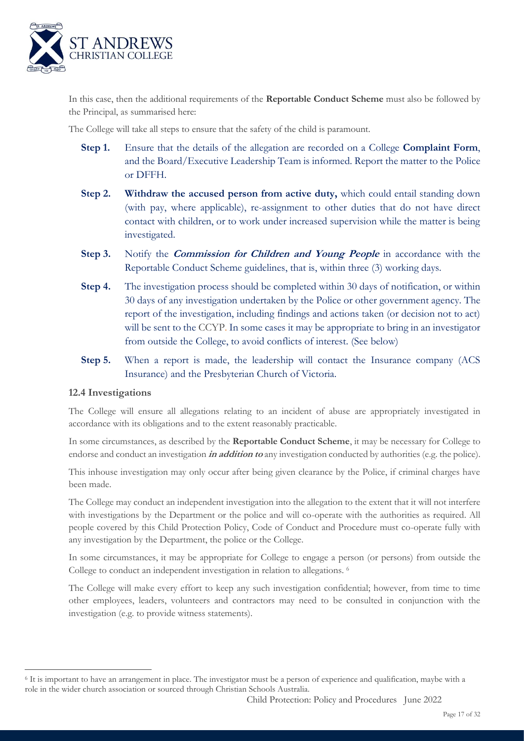In this case, then the additional requirements of the **Reportable Conduct Scheme** must also be followed by the Principal, as summarised here:

The College will take all steps to ensure that the safety of the child is paramount.

- **Step 1.** Ensure that the details of the allegation are recorded on a College **Complaint Form**, and the Board/Executive Leadership Team is informed. Report the matter to the Police or DFFH.
- **Step 2.** **Withdraw the accused person from active duty,** which could entail standing down (with pay, where applicable), re-assignment to other duties that do not have direct contact with children, or to work under increased supervision while the matter is being investigated.
- **Step 3.** Notify the ***Commission for Children and Young People*** in accordance with the Reportable Conduct Scheme guidelines, that is, within three (3) working days.
- **Step 4.** The investigation process should be completed within 30 days of notification, or within 30 days of any investigation undertaken by the Police or other government agency. The report of the investigation, including findings and actions taken (or decision not to act) will be sent to the CCYP. In some cases it may be appropriate to bring in an investigator from outside the College, to avoid conflicts of interest. (See below)
- **Step 5.** When a report is made, the leadership will contact the Insurance company (ACS Insurance) and the Presbyterian Church of Victoria.

### 12.4 Investigations

The College will ensure all allegations relating to an incident of abuse are appropriately investigated in accordance with its obligations and to the extent reasonably practicable.

In some circumstances, as described by the **Reportable Conduct Scheme**, it may be necessary for College to endorse and conduct an investigation ***in addition to*** any investigation conducted by authorities (e.g. the police).

This inhouse investigation may only occur after being given clearance by the Police, if criminal charges have been made.

The College may conduct an independent investigation into the allegation to the extent that it will not interfere with investigations by the Department or the police and will co-operate with the authorities as required. All people covered by this Child Protection Policy, Code of Conduct and Procedure must co-operate fully with any investigation by the Department, the police or the College.

In some circumstances, it may be appropriate for College to engage a person (or persons) from outside the College to conduct an independent investigation in relation to allegations. [6]

The College will make every effort to keep any such investigation confidential; however, from time to time other employees, leaders, volunteers and contractors may need to be consulted in conjunction with the investigation (e.g. to provide witness statements).

---

[6] It is important to have an arrangement in place. The investigator must be a person of experience and qualification, maybe with a role in the wider church association or sourced through Christian Schools Australia.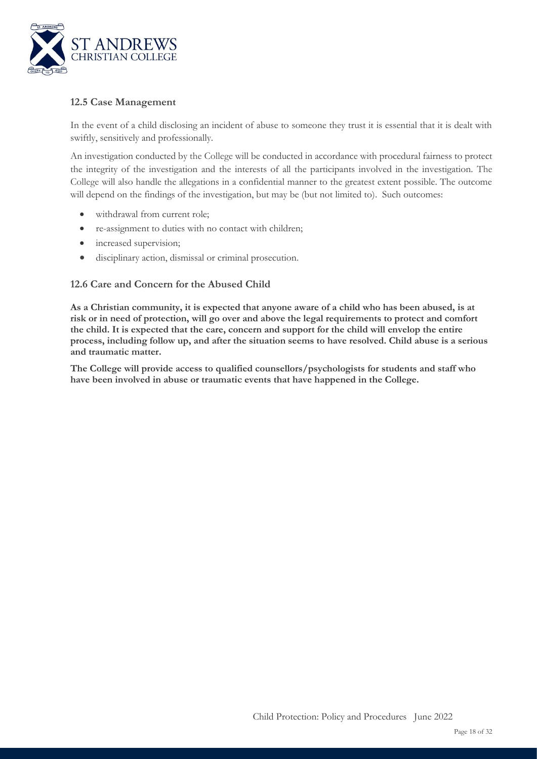### 12.5 Case Management

In the event of a child disclosing an incident of abuse to someone they trust it is essential that it is dealt with swiftly, sensitively and professionally.

An investigation conducted by the College will be conducted in accordance with procedural fairness to protect the integrity of the investigation and the interests of all the participants involved in the investigation. The College will also handle the allegations in a confidential manner to the greatest extent possible. The outcome will depend on the findings of the investigation, but may be (but not limited to). Such outcomes:

- withdrawal from current role;
- re-assignment to duties with no contact with children;
- increased supervision;
- disciplinary action, dismissal or criminal prosecution.

### 12.6 Care and Concern for the Abused Child

**As a Christian community, it is expected that anyone aware of a child who has been abused, is at risk or in need of protection, will go over and above the legal requirements to protect and comfort the child. It is expected that the care, concern and support for the child will envelop the entire process, including follow up, and after the situation seems to have resolved. Child abuse is a serious and traumatic matter.**

**The College will provide access to qualified counsellors/psychologists for students and staff who have been involved in abuse or traumatic events that have happened in the College.**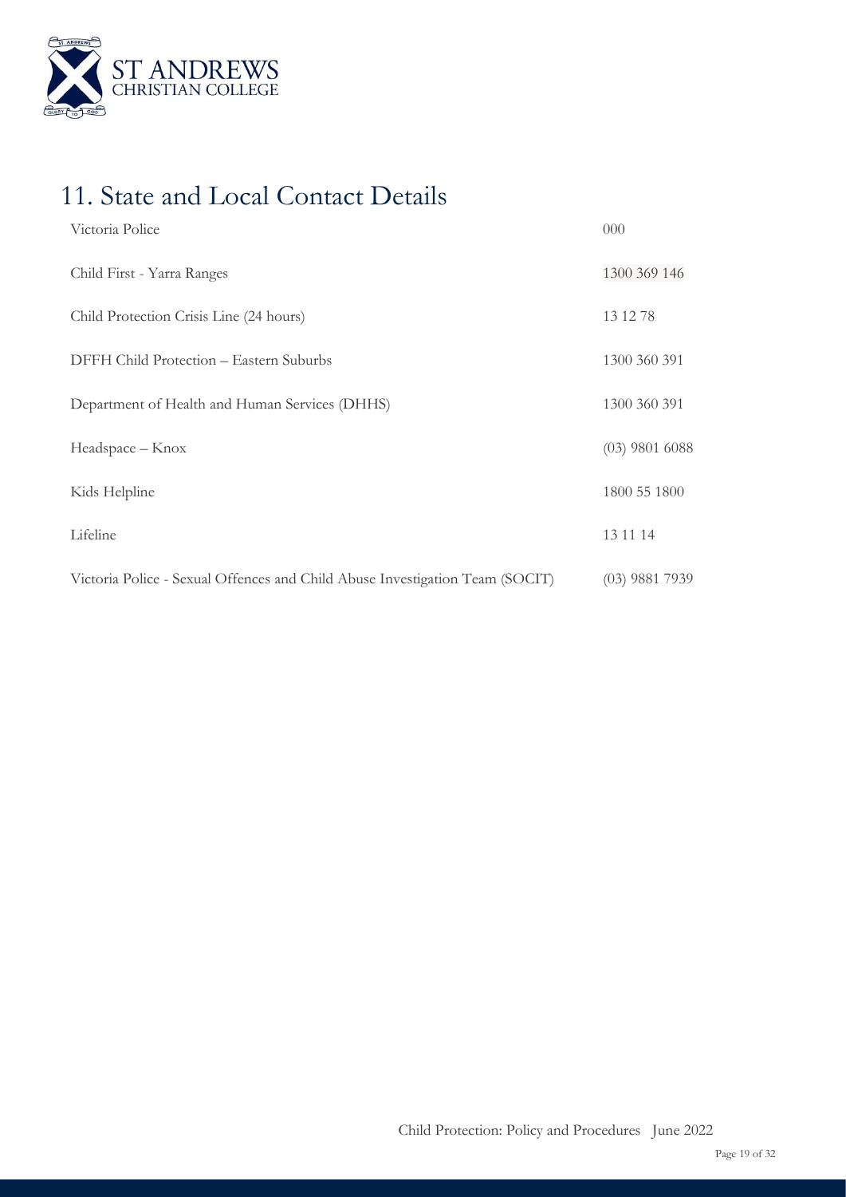# 11. State and Local Contact Details

| | |
|---|---|
| Victoria Police | 000 |
| Child First - Yarra Ranges | 1300 369 146 |
| Child Protection Crisis Line (24 hours) | 13 12 78 |
| DFFH Child Protection – Eastern Suburbs | 1300 360 391 |
| Department of Health and Human Services (DHHS) | 1300 360 391 |
| Headspace – Knox | (03) 9801 6088 |
| Kids Helpline | 1800 55 1800 |
| Lifeline | 13 11 14 |
| Victoria Police - Sexual Offences and Child Abuse Investigation Team (SOCIT) | (03) 9881 7939 |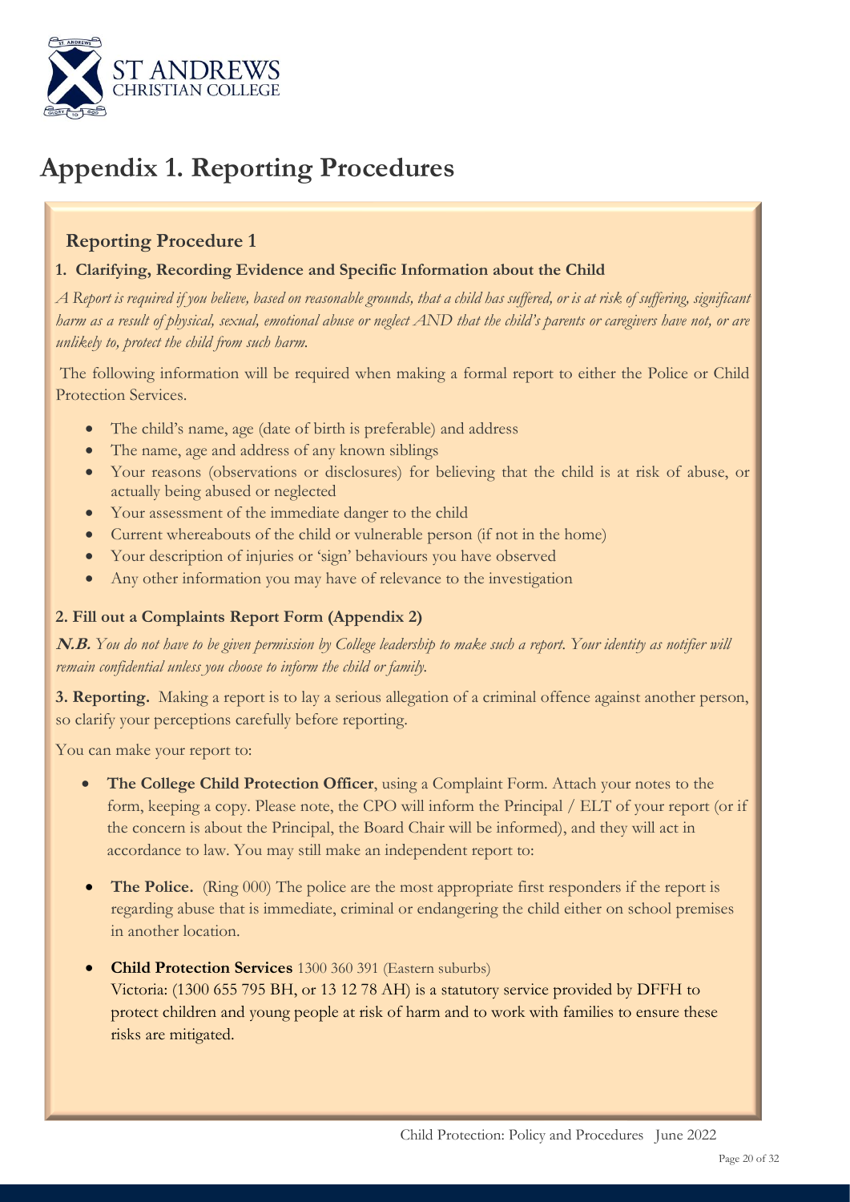# Appendix 1. Reporting Procedures

## Reporting Procedure 1

### 1. Clarifying, Recording Evidence and Specific Information about the Child

*A Report is required if you believe, based on reasonable grounds, that a child has suffered, or is at risk of suffering, significant harm as a result of physical, sexual, emotional abuse or neglect AND that the child's parents or caregivers have not, or are unlikely to, protect the child from such harm.*

The following information will be required when making a formal report to either the Police or Child Protection Services.

- The child's name, age (date of birth is preferable) and address
- The name, age and address of any known siblings
- Your reasons (observations or disclosures) for believing that the child is at risk of abuse, or actually being abused or neglected
- Your assessment of the immediate danger to the child
- Current whereabouts of the child or vulnerable person (if not in the home)
- Your description of injuries or 'sign' behaviours you have observed
- Any other information you may have of relevance to the investigation

### 2. Fill out a Complaints Report Form (Appendix 2)

***N.B.*** *You do not have to be given permission by College leadership to make such a report. Your identity as notifier will remain confidential unless you choose to inform the child or family.*

**3. Reporting.** Making a report is to lay a serious allegation of a criminal offence against another person, so clarify your perceptions carefully before reporting.

You can make your report to:

- **The College Child Protection Officer**, using a Complaint Form. Attach your notes to the form, keeping a copy. Please note, the CPO will inform the Principal / ELT of your report (or if the concern is about the Principal, the Board Chair will be informed), and they will act in accordance to law. You may still make an independent report to:

- **The Police.** (Ring 000) The police are the most appropriate first responders if the report is regarding abuse that is immediate, criminal or endangering the child either on school premises in another location.

- **Child Protection Services** 1300 360 391 (Eastern suburbs)
  Victoria: (1300 655 795 BH, or 13 12 78 AH) is a statutory service provided by DFFH to protect children and young people at risk of harm and to work with families to ensure these risks are mitigated.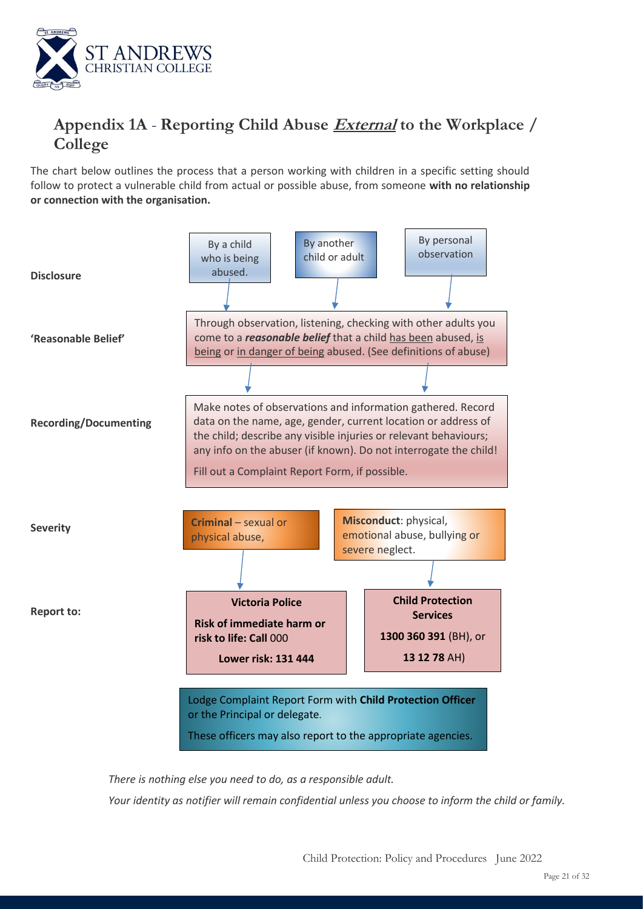## Appendix 1A - Reporting Child Abuse ***External*** to the Workplace / College

The chart below outlines the process that a person working with children in a specific setting should follow to protect a vulnerable child from actual or possible abuse, from someone **with no relationship or connection with the organisation.**

**Disclosure**

- By a child who is being abused.
- By another child or adult
- By personal observation

**'Reasonable Belief'**

Through observation, listening, checking with other adults you come to a ***reasonable belief*** that a child has been abused, is being or in danger of being abused. (See definitions of abuse)

**Recording/Documenting**

Make notes of observations and information gathered. Record data on the name, age, gender, current location or address of the child; describe any visible injuries or relevant behaviours; any info on the abuser (if known). Do not interrogate the child!

Fill out a Complaint Report Form, if possible.

**Severity**

- **Criminal** – sexual or physical abuse,
- **Misconduct**: physical, emotional abuse, bullying or severe neglect.

**Report to:**

- **Victoria Police**
  **Risk of immediate harm or risk to life: Call** 000
  **Lower risk: 131 444**
- **Child Protection Services**
  **1300 360 391** (BH), or
  **13 12 78** AH)

Lodge Complaint Report Form with **Child Protection Officer** or the Principal or delegate.

These officers may also report to the appropriate agencies.

*There is nothing else you need to do, as a responsible adult.*

*Your identity as notifier will remain confidential unless you choose to inform the child or family.*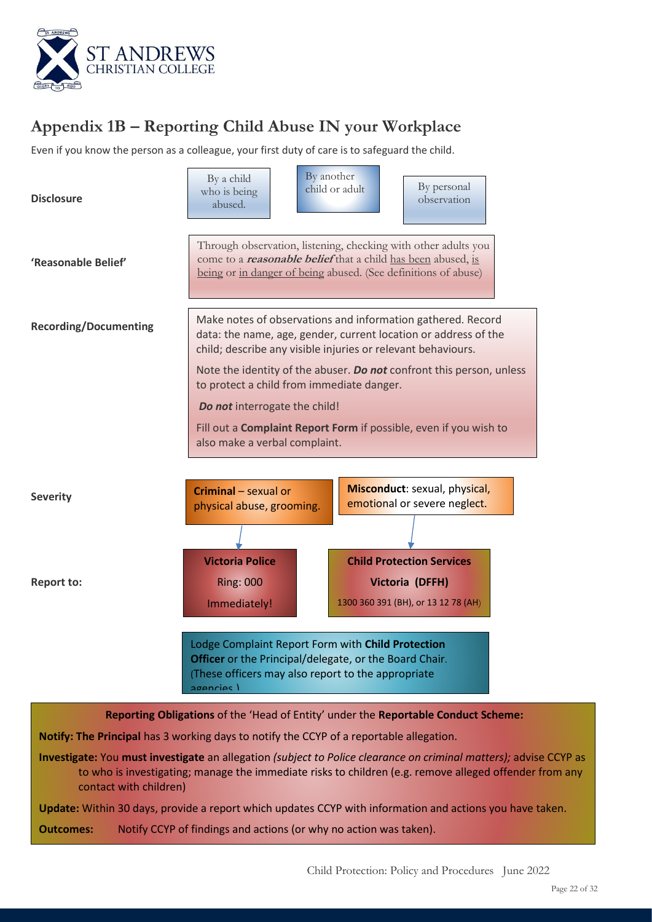## Appendix 1B – Reporting Child Abuse IN your Workplace

Even if you know the person as a colleague, your first duty of care is to safeguard the child.

**Disclosure**

- By a child who is being abused.
- By another child or adult
- By personal observation

**'Reasonable Belief'**

Through observation, listening, checking with other adults you come to a ***reasonable belief*** that a child has been abused, is being or in danger of being abused. (See definitions of abuse)

**Recording/Documenting**

Make notes of observations and information gathered. Record data: the name, age, gender, current location or address of the child; describe any visible injuries or relevant behaviours.

Note the identity of the abuser. ***Do not*** confront this person, unless to protect a child from immediate danger.

***Do not*** interrogate the child!

Fill out a **Complaint Report Form** if possible, even if you wish to also make a verbal complaint.

**Severity**

- **Criminal** – sexual or physical abuse, grooming. → Report to: **Victoria Police** Ring: 000 Immediately!
- **Misconduct**: sexual, physical, emotional or severe neglect. → Report to: **Child Protection Services Victoria (DFFH)** 1300 360 391 (BH), or 13 12 78 (AH)

**Report to:**

Lodge Complaint Report Form with **Child Protection Officer** or the Principal/delegate, or the Board Chair. (These officers may also report to the appropriate agencies.)

**Reporting Obligations** of the 'Head of Entity' under the **Reportable Conduct Scheme:**

**Notify: The Principal** has 3 working days to notify the CCYP of a reportable allegation.

**Investigate:** You **must investigate** an allegation *(subject to Police clearance on criminal matters);* advise CCYP as to who is investigating; manage the immediate risks to children (e.g. remove alleged offender from any contact with children)

**Update:** Within 30 days, provide a report which updates CCYP with information and actions you have taken.

**Outcomes:** Notify CCYP of findings and actions (or why no action was taken).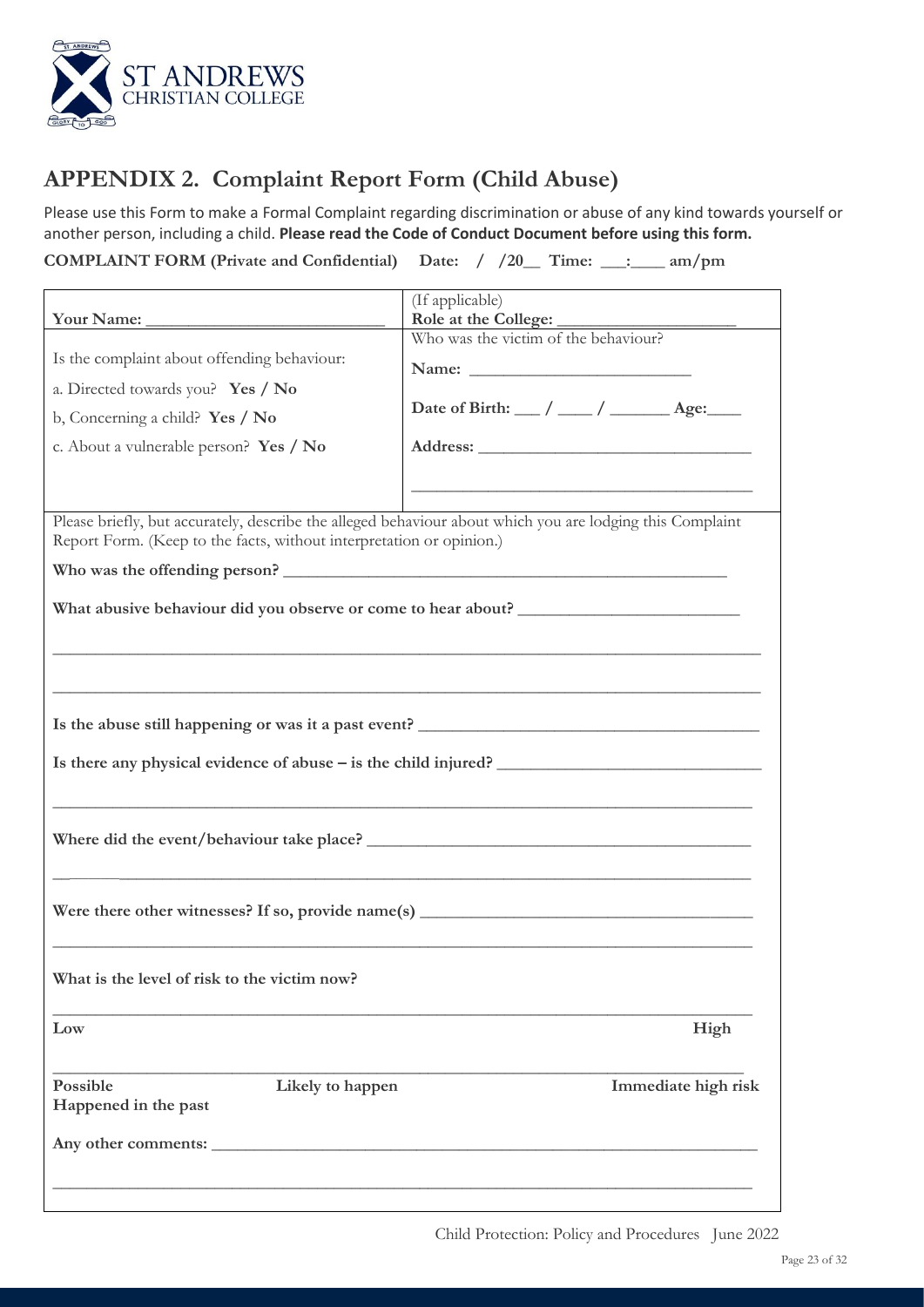# APPENDIX 2. Complaint Report Form (Child Abuse)

Please use this Form to make a Formal Complaint regarding discrimination or abuse of any kind towards yourself or another person, including a child. **Please read the Code of Conduct Document before using this form.**

**COMPLAINT FORM (Private and Confidential) Date: / /20__ Time: ___:____ am/pm**

| **Your Name:** ___________________________ | (If applicable) **Role at the College:** ____________________ |
|---|---|
| Is the complaint about offending behaviour:<br>a. Directed towards you? **Yes / No**<br>b, Concerning a child? **Yes / No**<br>c. About a vulnerable person? **Yes / No** | Who was the victim of the behaviour?<br>**Name:** _________________________<br>**Date of Birth:** ___ / ____ / _______ **Age:**____<br>**Address:** ______________________________<br>______________________________________ |

Please briefly, but accurately, describe the alleged behaviour about which you are lodging this Complaint Report Form. (Keep to the facts, without interpretation or opinion.)

**Who was the offending person?** ____________________________________________________

**What abusive behaviour did you observe or come to hear about?** ________________________

______________________________________________________________________________

______________________________________________________________________________

**Is the abuse still happening or was it a past event?** _____________________________________

**Is there any physical evidence of abuse – is the child injured?** ____________________________

______________________________________________________________________________

**Where did the event/behaviour take place?** ___________________________________________

______________________________________________________________________________

**Were there other witnesses? If so, provide name(s)** _____________________________________

______________________________________________________________________________

**What is the level of risk to the victim now?**

______________________________________________________________________________

**Low** **High**

______________________________________________________________________________

**Possible** **Likely to happen** **Immediate high risk**
**Happened in the past**

**Any other comments:** ____________________________________________________________

______________________________________________________________________________

Child Protection: Policy and Procedures June 2022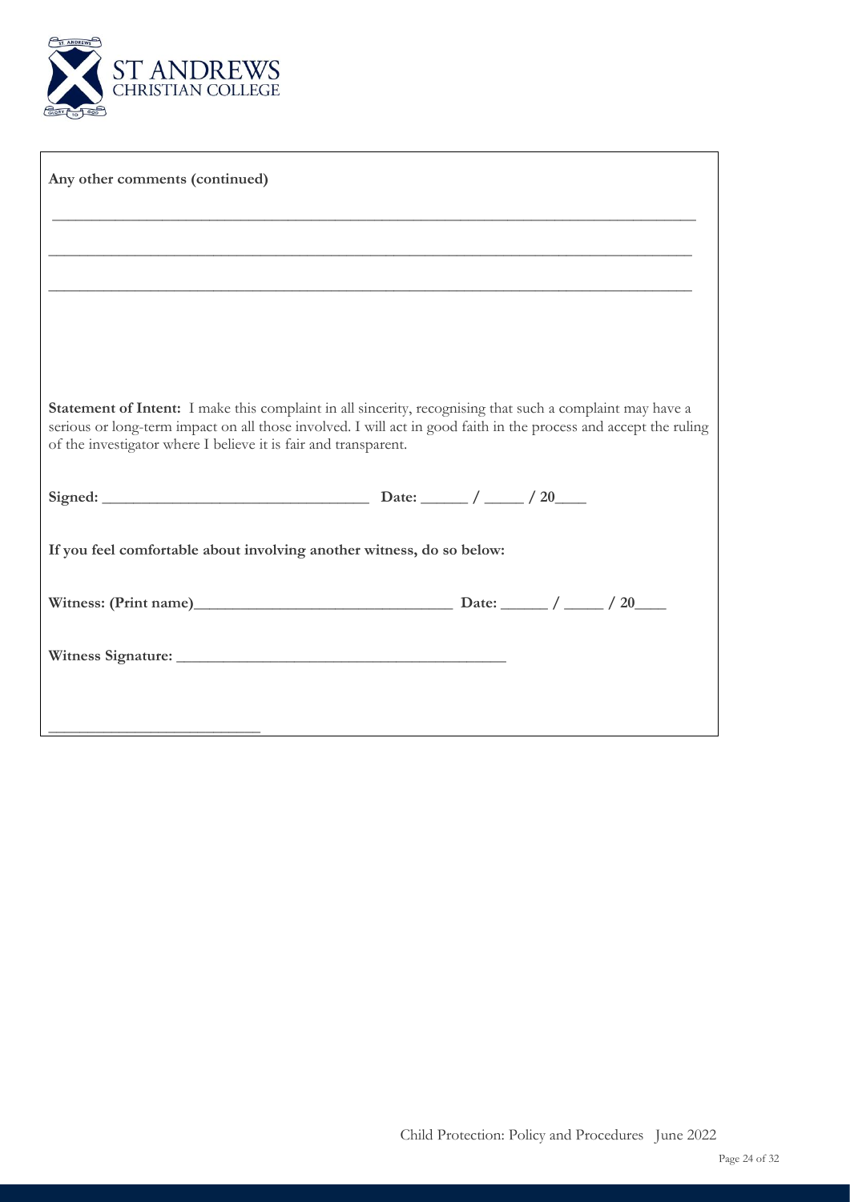**Any other comments (continued)**

\_\_\_\_\_\_\_\_\_\_\_\_\_\_\_\_\_\_\_\_\_\_\_\_\_\_\_\_\_\_\_\_\_\_\_\_\_\_\_\_\_\_\_\_\_\_\_\_\_\_\_\_\_\_\_\_\_\_\_\_\_\_\_\_\_\_\_\_\_\_\_\_\_\_\_\_\_\_

\_\_\_\_\_\_\_\_\_\_\_\_\_\_\_\_\_\_\_\_\_\_\_\_\_\_\_\_\_\_\_\_\_\_\_\_\_\_\_\_\_\_\_\_\_\_\_\_\_\_\_\_\_\_\_\_\_\_\_\_\_\_\_\_\_\_\_\_\_\_\_\_\_\_\_\_\_\_

\_\_\_\_\_\_\_\_\_\_\_\_\_\_\_\_\_\_\_\_\_\_\_\_\_\_\_\_\_\_\_\_\_\_\_\_\_\_\_\_\_\_\_\_\_\_\_\_\_\_\_\_\_\_\_\_\_\_\_\_\_\_\_\_\_\_\_\_\_\_\_\_\_\_\_\_\_\_

**Statement of Intent:** I make this complaint in all sincerity, recognising that such a complaint may have a serious or long-term impact on all those involved. I will act in good faith in the process and accept the ruling of the investigator where I believe it is fair and transparent.

**Signed:** \_\_\_\_\_\_\_\_\_\_\_\_\_\_\_\_\_\_\_\_\_\_\_\_\_\_\_\_\_\_\_\_ **Date:** \_\_\_\_\_ / \_\_\_\_\_ / **20**\_\_\_\_

**If you feel comfortable about involving another witness, do so below:**

**Witness: (Print name)**\_\_\_\_\_\_\_\_\_\_\_\_\_\_\_\_\_\_\_\_\_\_\_\_\_\_\_\_\_\_\_\_ **Date:** \_\_\_\_\_ / \_\_\_\_\_ / **20**\_\_\_\_

**Witness Signature:** \_\_\_\_\_\_\_\_\_\_\_\_\_\_\_\_\_\_\_\_\_\_\_\_\_\_\_\_\_\_\_\_\_\_\_\_\_\_\_\_

\_\_\_\_\_\_\_\_\_\_\_\_\_\_\_\_\_\_\_\_\_\_\_\_\_\_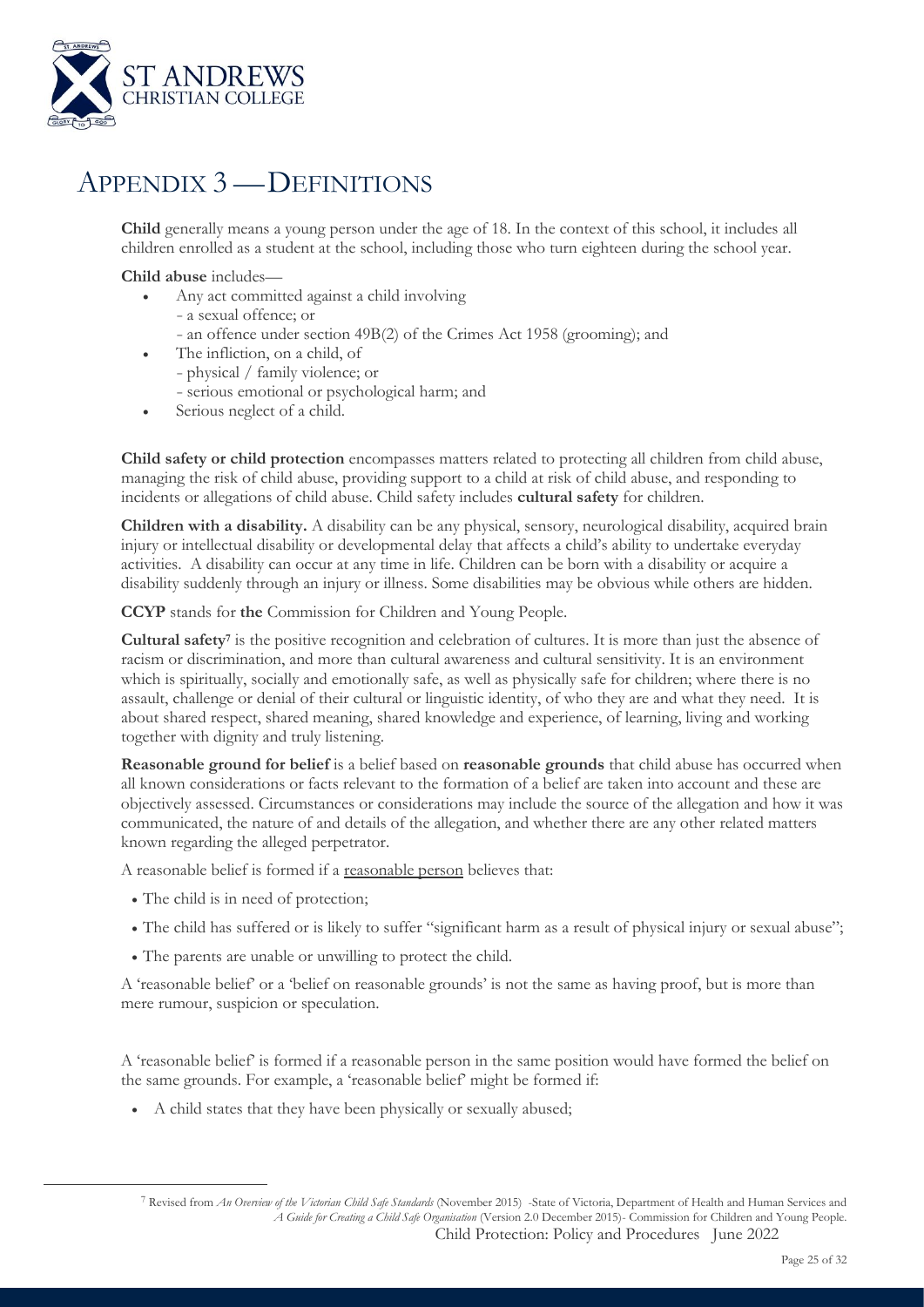# Appendix 3 — Definitions

**Child** generally means a young person under the age of 18. In the context of this school, it includes all children enrolled as a student at the school, including those who turn eighteen during the school year.

**Child abuse** includes—

- Any act committed against a child involving
  - a sexual offence; or
  - an offence under section 49B(2) of the Crimes Act 1958 (grooming); and
- The infliction, on a child, of
  - physical / family violence; or
  - serious emotional or psychological harm; and
- Serious neglect of a child.

**Child safety or child protection** encompasses matters related to protecting all children from child abuse, managing the risk of child abuse, providing support to a child at risk of child abuse, and responding to incidents or allegations of child abuse. Child safety includes **cultural safety** for children.

**Children with a disability.** A disability can be any physical, sensory, neurological disability, acquired brain injury or intellectual disability or developmental delay that affects a child's ability to undertake everyday activities. A disability can occur at any time in life. Children can be born with a disability or acquire a disability suddenly through an injury or illness. Some disabilities may be obvious while others are hidden.

**CCYP** stands for **the** Commission for Children and Young People.

**Cultural safety**[7] is the positive recognition and celebration of cultures. It is more than just the absence of racism or discrimination, and more than cultural awareness and cultural sensitivity. It is an environment which is spiritually, socially and emotionally safe, as well as physically safe for children; where there is no assault, challenge or denial of their cultural or linguistic identity, of who they are and what they need. It is about shared respect, shared meaning, shared knowledge and experience, of learning, living and working together with dignity and truly listening.

**Reasonable ground for belief** is a belief based on **reasonable grounds** that child abuse has occurred when all known considerations or facts relevant to the formation of a belief are taken into account and these are objectively assessed. Circumstances or considerations may include the source of the allegation and how it was communicated, the nature of and details of the allegation, and whether there are any other related matters known regarding the alleged perpetrator.

A reasonable belief is formed if a reasonable person believes that:

- The child is in need of protection;
- The child has suffered or is likely to suffer "significant harm as a result of physical injury or sexual abuse";
- The parents are unable or unwilling to protect the child.

A 'reasonable belief' or a 'belief on reasonable grounds' is not the same as having proof, but is more than mere rumour, suspicion or speculation.

A 'reasonable belief' is formed if a reasonable person in the same position would have formed the belief on the same grounds. For example, a 'reasonable belief' might be formed if:

- A child states that they have been physically or sexually abused;

[7] Revised from *An Overview of the Victorian Child Safe Standards* (November 2015) -State of Victoria, Department of Health and Human Services and *A Guide for Creating a Child Safe Organisation* (Version 2.0 December 2015)- Commission for Children and Young People.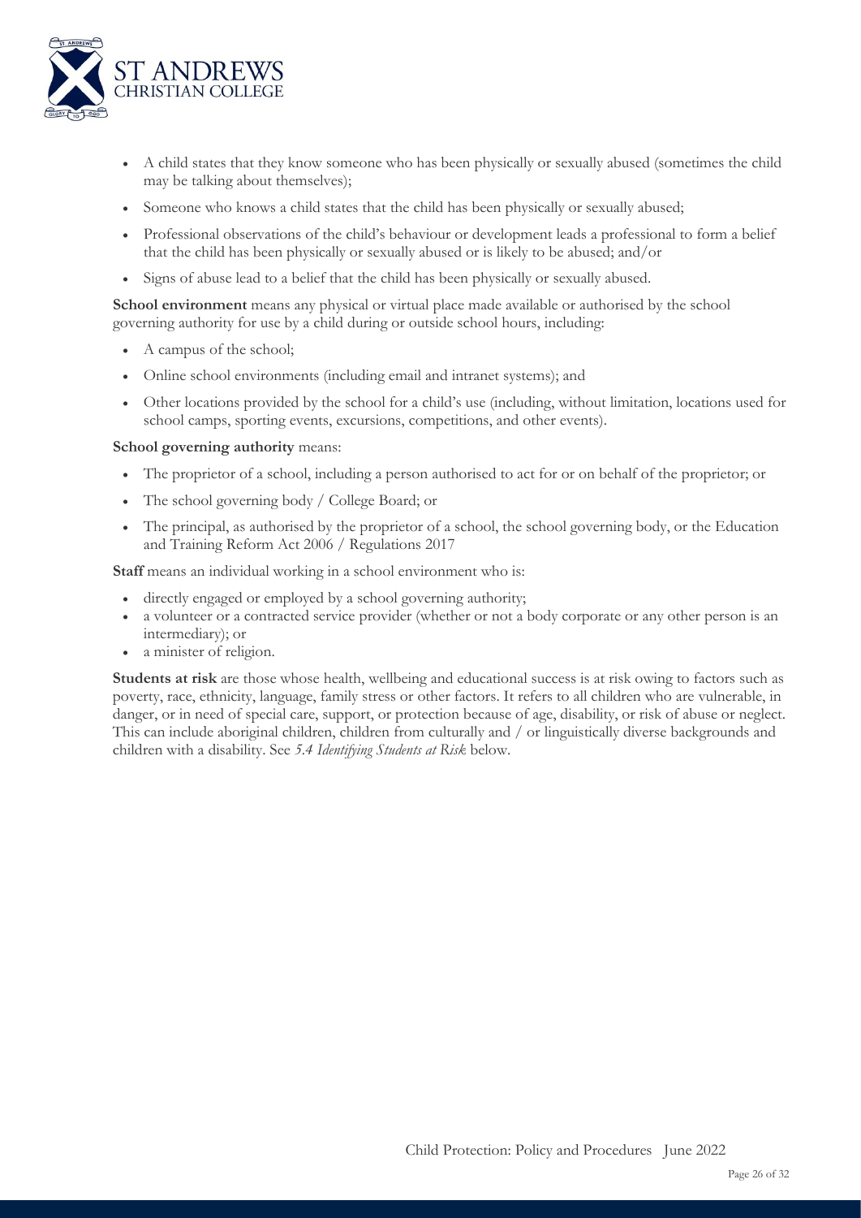- A child states that they know someone who has been physically or sexually abused (sometimes the child may be talking about themselves);
- Someone who knows a child states that the child has been physically or sexually abused;
- Professional observations of the child's behaviour or development leads a professional to form a belief that the child has been physically or sexually abused or is likely to be abused; and/or
- Signs of abuse lead to a belief that the child has been physically or sexually abused.

**School environment** means any physical or virtual place made available or authorised by the school governing authority for use by a child during or outside school hours, including:

- A campus of the school;
- Online school environments (including email and intranet systems); and
- Other locations provided by the school for a child's use (including, without limitation, locations used for school camps, sporting events, excursions, competitions, and other events).

**School governing authority** means:

- The proprietor of a school, including a person authorised to act for or on behalf of the proprietor; or
- The school governing body / College Board; or
- The principal, as authorised by the proprietor of a school, the school governing body, or the Education and Training Reform Act 2006 / Regulations 2017

**Staff** means an individual working in a school environment who is:

- directly engaged or employed by a school governing authority;
- a volunteer or a contracted service provider (whether or not a body corporate or any other person is an intermediary); or
- a minister of religion.

**Students at risk** are those whose health, wellbeing and educational success is at risk owing to factors such as poverty, race, ethnicity, language, family stress or other factors. It refers to all children who are vulnerable, in danger, or in need of special care, support, or protection because of age, disability, or risk of abuse or neglect. This can include aboriginal children, children from culturally and / or linguistically diverse backgrounds and children with a disability. See *5.4 Identifying Students at Risk* below.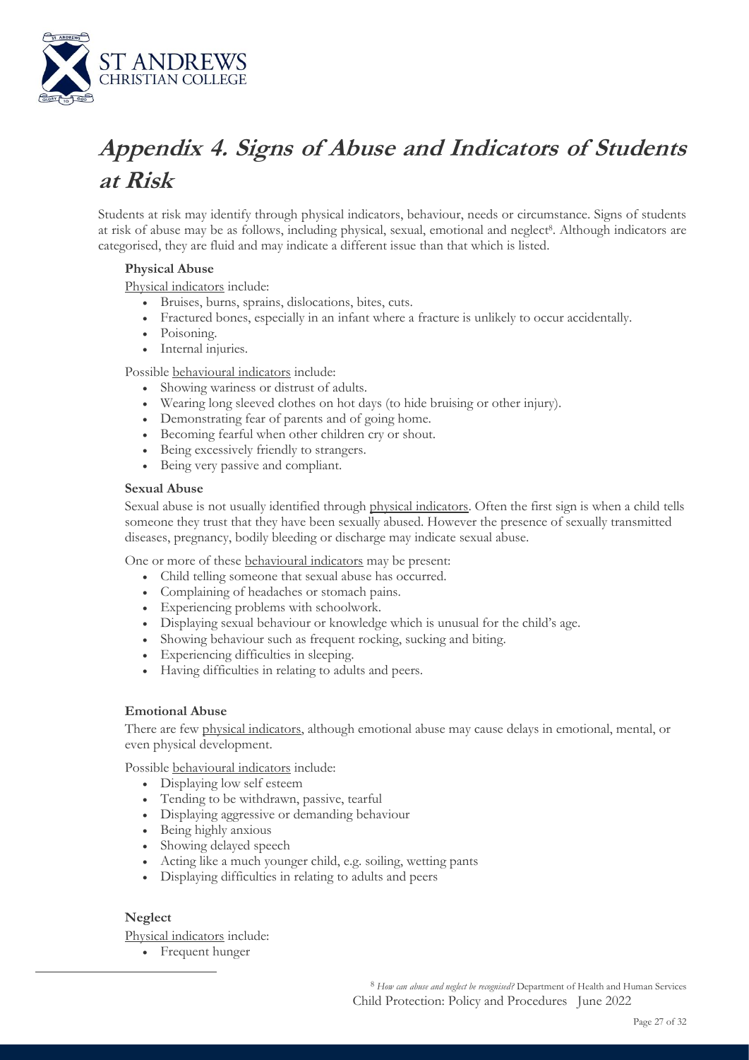# Appendix 4. Signs of Abuse and Indicators of Students at Risk

Students at risk may identify through physical indicators, behaviour, needs or circumstance. Signs of students at risk of abuse may be as follows, including physical, sexual, emotional and neglect[8]. Although indicators are categorised, they are fluid and may indicate a different issue than that which is listed.

**Physical Abuse**

Physical indicators include:

- Bruises, burns, sprains, dislocations, bites, cuts.
- Fractured bones, especially in an infant where a fracture is unlikely to occur accidentally.
- Poisoning.
- Internal injuries.

Possible behavioural indicators include:

- Showing wariness or distrust of adults.
- Wearing long sleeved clothes on hot days (to hide bruising or other injury).
- Demonstrating fear of parents and of going home.
- Becoming fearful when other children cry or shout.
- Being excessively friendly to strangers.
- Being very passive and compliant.

**Sexual Abuse**

Sexual abuse is not usually identified through physical indicators. Often the first sign is when a child tells someone they trust that they have been sexually abused. However the presence of sexually transmitted diseases, pregnancy, bodily bleeding or discharge may indicate sexual abuse.

One or more of these behavioural indicators may be present:

- Child telling someone that sexual abuse has occurred.
- Complaining of headaches or stomach pains.
- Experiencing problems with schoolwork.
- Displaying sexual behaviour or knowledge which is unusual for the child's age.
- Showing behaviour such as frequent rocking, sucking and biting.
- Experiencing difficulties in sleeping.
- Having difficulties in relating to adults and peers.

**Emotional Abuse**

There are few physical indicators, although emotional abuse may cause delays in emotional, mental, or even physical development.

Possible behavioural indicators include:

- Displaying low self esteem
- Tending to be withdrawn, passive, tearful
- Displaying aggressive or demanding behaviour
- Being highly anxious
- Showing delayed speech
- Acting like a much younger child, e.g. soiling, wetting pants
- Displaying difficulties in relating to adults and peers

**Neglect**

Physical indicators include:

- Frequent hunger

[8] *How can abuse and neglect be recognised?* Department of Health and Human Services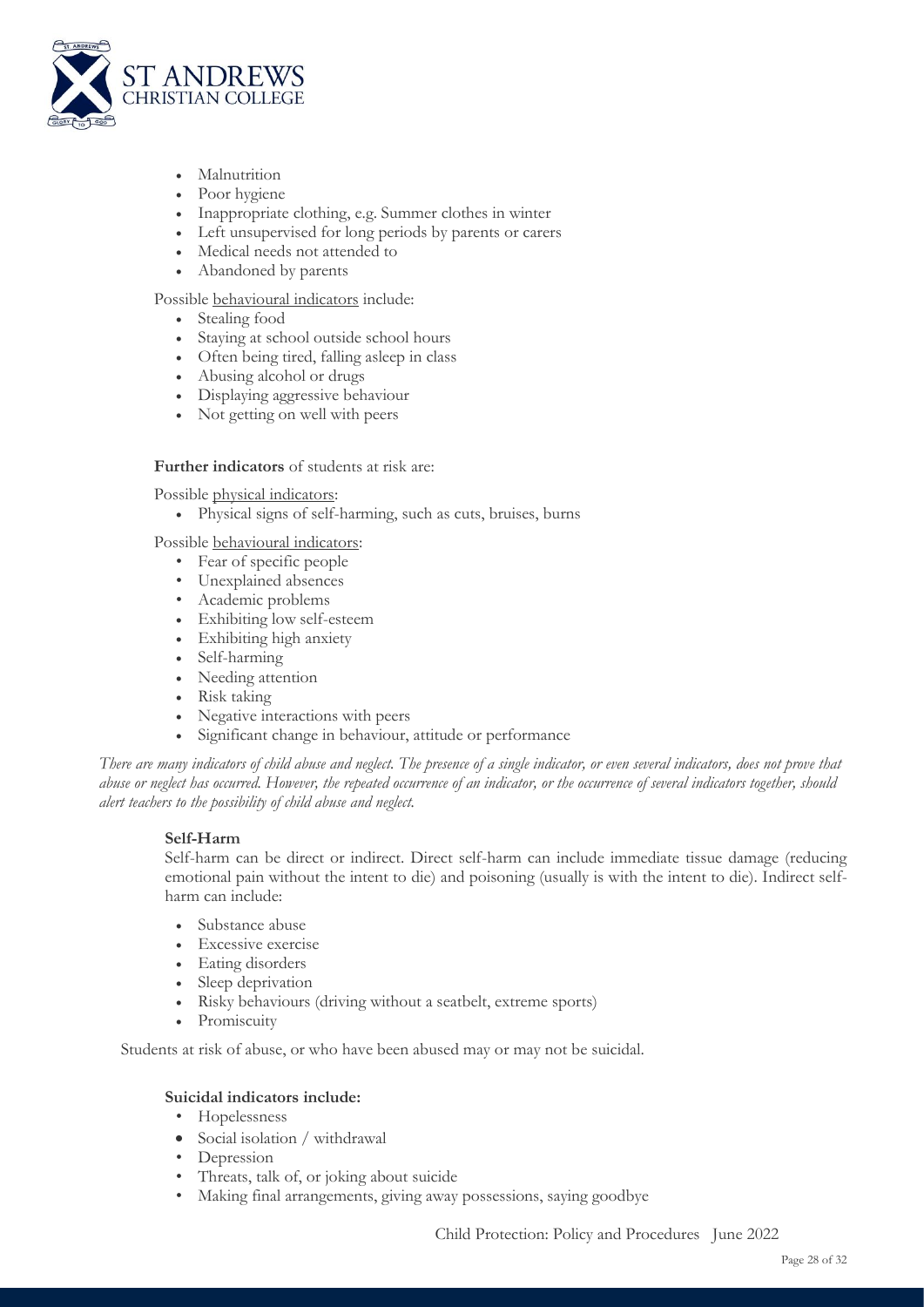- Malnutrition
- Poor hygiene
- Inappropriate clothing, e.g. Summer clothes in winter
- Left unsupervised for long periods by parents or carers
- Medical needs not attended to
- Abandoned by parents

Possible behavioural indicators include:

- Stealing food
- Staying at school outside school hours
- Often being tired, falling asleep in class
- Abusing alcohol or drugs
- Displaying aggressive behaviour
- Not getting on well with peers

**Further indicators** of students at risk are:

Possible physical indicators:

- Physical signs of self-harming, such as cuts, bruises, burns

Possible behavioural indicators:

- Fear of specific people
- Unexplained absences
- Academic problems
- Exhibiting low self-esteem
- Exhibiting high anxiety
- Self-harming
- Needing attention
- Risk taking
- Negative interactions with peers
- Significant change in behaviour, attitude or performance

*There are many indicators of child abuse and neglect. The presence of a single indicator, or even several indicators, does not prove that abuse or neglect has occurred. However, the repeated occurrence of an indicator, or the occurrence of several indicators together, should alert teachers to the possibility of child abuse and neglect.*

**Self-Harm**

Self-harm can be direct or indirect. Direct self-harm can include immediate tissue damage (reducing emotional pain without the intent to die) and poisoning (usually is with the intent to die). Indirect self-harm can include:

- Substance abuse
- Excessive exercise
- Eating disorders
- Sleep deprivation
- Risky behaviours (driving without a seatbelt, extreme sports)
- Promiscuity

Students at risk of abuse, or who have been abused may or may not be suicidal.

**Suicidal indicators include:**

- Hopelessness
- Social isolation / withdrawal
- Depression
- Threats, talk of, or joking about suicide
- Making final arrangements, giving away possessions, saying goodbye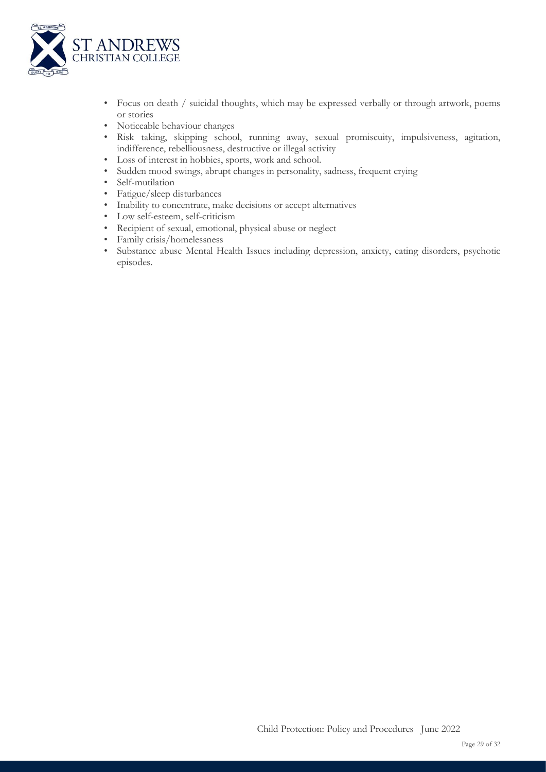- Focus on death / suicidal thoughts, which may be expressed verbally or through artwork, poems or stories
- Noticeable behaviour changes
- Risk taking, skipping school, running away, sexual promiscuity, impulsiveness, agitation, indifference, rebelliousness, destructive or illegal activity
- Loss of interest in hobbies, sports, work and school.
- Sudden mood swings, abrupt changes in personality, sadness, frequent crying
- Self-mutilation
- Fatigue/sleep disturbances
- Inability to concentrate, make decisions or accept alternatives
- Low self-esteem, self-criticism
- Recipient of sexual, emotional, physical abuse or neglect
- Family crisis/homelessness
- Substance abuse Mental Health Issues including depression, anxiety, eating disorders, psychotic episodes.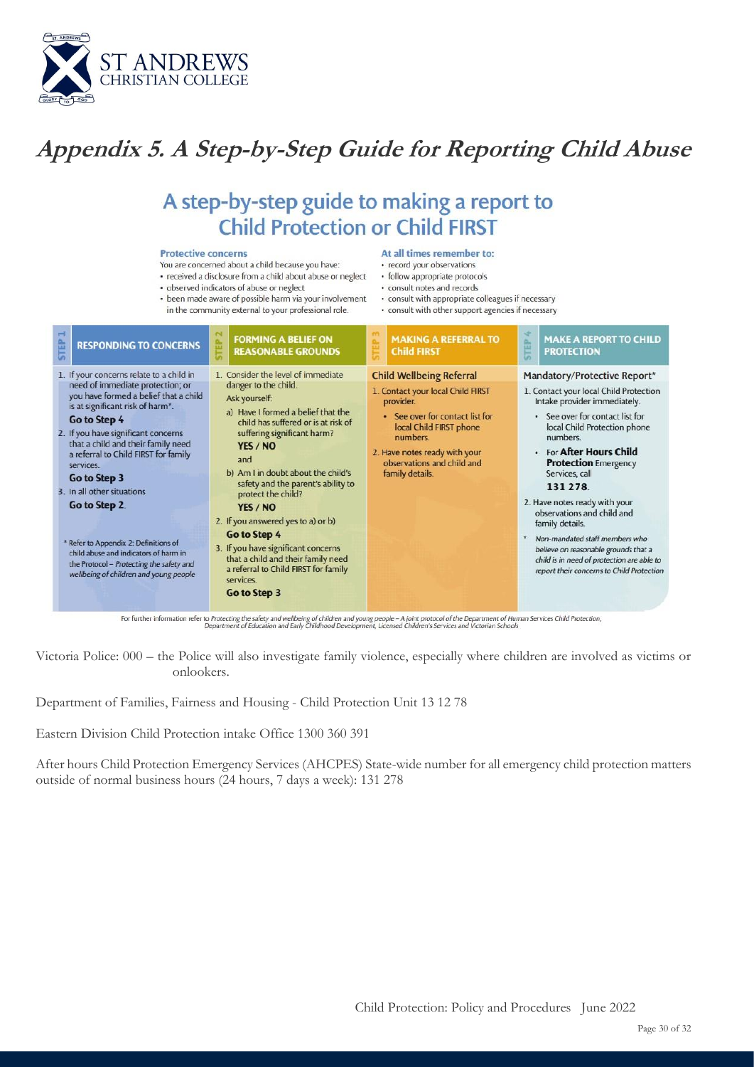# Appendix 5. A Step-by-Step Guide for Reporting Child Abuse

## A step-by-step guide to making a report to Child Protection or Child FIRST

**Protective concerns**

You are concerned about a child because you have:

- received a disclosure from a child about abuse or neglect
- observed indicators of abuse or neglect
- been made aware of possible harm via your involvement in the community external to your professional role.

**At all times remember to:**

- record your observations
- follow appropriate protocols
- consult notes and records
- consult with appropriate colleagues if necessary
- consult with other support agencies if necessary

| STEP 1 RESPONDING TO CONCERNS | STEP 2 FORMING A BELIEF ON REASONABLE GROUNDS | STEP 3 MAKING A REFERRAL TO Child FIRST | STEP 4 MAKE A REPORT TO CHILD PROTECTION |
|---|---|---|---|
| 1. If your concerns relate to a child in need of immediate protection; or you have formed a belief that a child is at significant risk of harm*. **Go to Step 4** <br> 2. If you have significant concerns that a child and their family need a referral to Child FIRST for family services. **Go to Step 3** <br> 3. In all other situations **Go to Step 2.** <br><br> * Refer to Appendix 2: Definitions of child abuse and indicators of harm in the Protocol – *Protecting the safety and wellbeing of children and young people* | 1. Consider the level of immediate danger to the child. <br> Ask yourself: <br> a) Have I formed a belief that the child has suffered or is at risk of suffering significant harm? **YES / NO** <br> and <br> b) Am I in doubt about the child's safety and the parent's ability to protect the child? **YES / NO** <br> 2. If you answered yes to a) or b) **Go to Step 4** <br> 3. If you have significant concerns that a child and their family need a referral to Child FIRST for family services. **Go to Step 3** | **Child Wellbeing Referral** <br> 1. Contact your local Child FIRST provider. <br> • See over for contact list for local Child FIRST phone numbers. <br> 2. Have notes ready with your observations and child and family details. | **Mandatory/Protective Report*** <br> 1. Contact your local Child Protection Intake provider immediately. <br> • See over for contact list for local Child Protection phone numbers. <br> • For **After Hours Child Protection** Emergency Services, call **131 278.** <br> 2. Have notes ready with your observations and child and family details. <br><br> * *Non-mandated staff members who believe on reasonable grounds that a child is in need of protection are able to report their concerns to Child Protection* |

For further information refer to *Protecting the safety and wellbeing of children and young people – A joint protocol of the Department of Human Services Child Protection, Department of Education and Early Childhood Development, Licensed Children's Services and Victorian Schools*

Victoria Police: 000 – the Police will also investigate family violence, especially where children are involved as victims or onlookers.

Department of Families, Fairness and Housing - Child Protection Unit 13 12 78

Eastern Division Child Protection intake Office 1300 360 391

After hours Child Protection Emergency Services (AHCPES) State-wide number for all emergency child protection matters outside of normal business hours (24 hours, 7 days a week): 131 278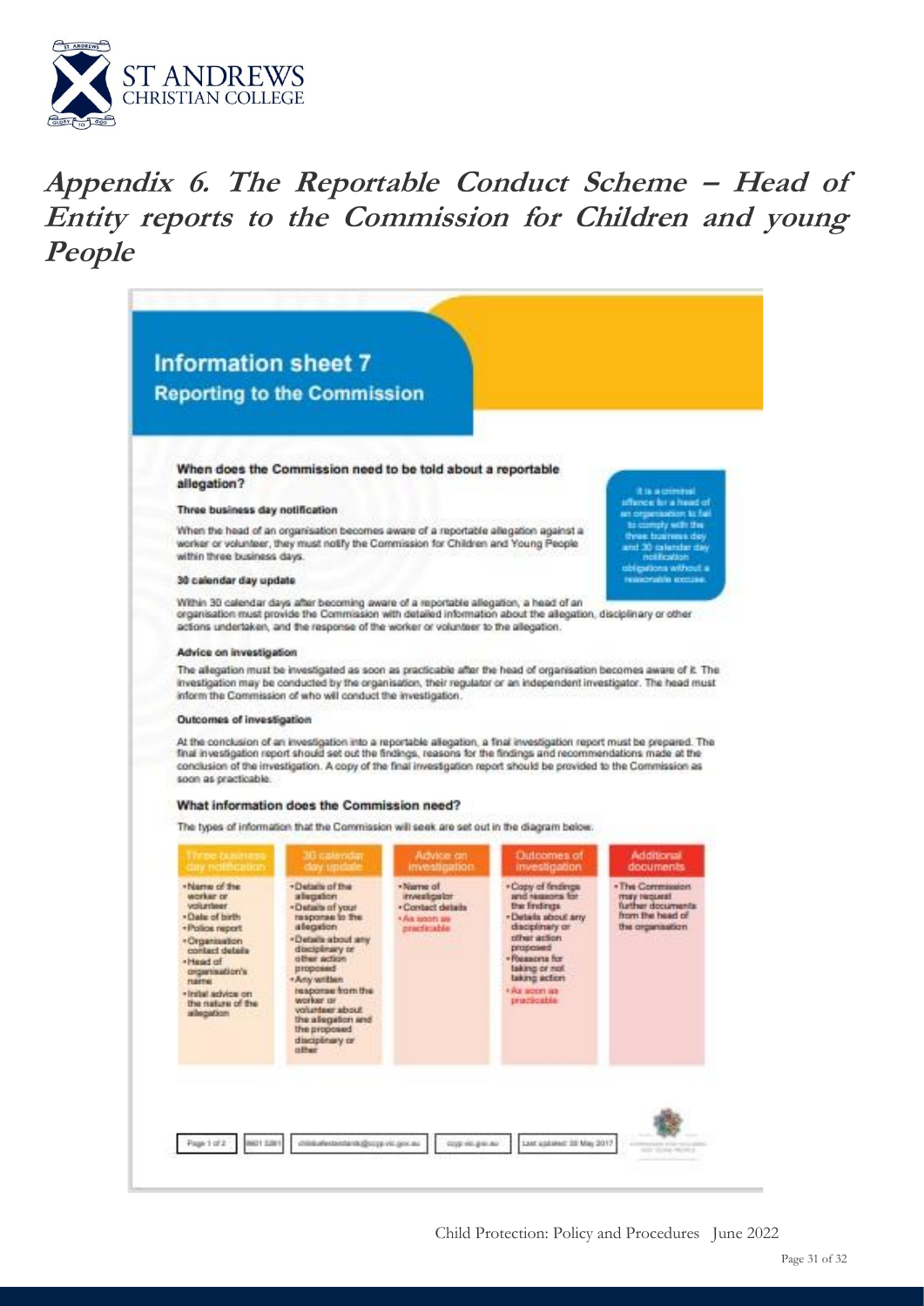# Appendix 6. The Reportable Conduct Scheme – Head of Entity reports to the Commission for Children and young People

## Information sheet 7
### Reporting to the Commission

#### When does the Commission need to be told about a reportable allegation?

**Three business day notification**

When the head of an organisation becomes aware of a reportable allegation against a worker or volunteer, they must notify the Commission for Children and Young People within three business days.

It is a criminal offence for a head of an organisation to fail to comply with the three business day and 30 calendar day notification obligations without a reasonable excuse.

**30 calendar day update**

Within 30 calendar days after becoming aware of a reportable allegation, a head of an organisation must provide the Commission with detailed information about the allegation, disciplinary or other actions undertaken, and the response of the worker or volunteer to the allegation.

**Advice on investigation**

The allegation must be investigated as soon as practicable after the head of organisation becomes aware of it. The investigation may be conducted by the organisation, their regulator or an independent investigator. The head must inform the Commission of who will conduct the investigation.

**Outcomes of investigation**

At the conclusion of an investigation into a reportable allegation, a final investigation report must be prepared. The final investigation report should set out the findings, reasons for the findings and recommendations made at the conclusion of the investigation. A copy of the final investigation report should be provided to the Commission as soon as practicable.

#### What information does the Commission need?

The types of information that the Commission will seek are set out in the diagram below.

| Three business day notification | 30 calendar day update | Advice on investigation | Outcomes of investigation | Additional documents |
|---|---|---|---|---|
| • Name of the worker or volunteer<br>• Date of birth<br>• Police report<br>• Organisation contact details<br>• Head of organisation's name<br>• Initial advice on the nature of the allegation | • Details of the allegation<br>• Details of your response to the allegation<br>• Details about any disciplinary or other action proposed<br>• Any written response from the worker or volunteer about the allegation and the proposed disciplinary or other | • Name of investigator<br>• Contact details<br>• As soon as practicable | • Copy of findings and reasons for the findings<br>• Details about any disciplinary or other action proposed<br>• Reasons for taking or not taking action<br>• As soon as practicable | • The Commission may request further documents from the head of the organisation |

Page 1 of 2 | 8601 5281 | childsafestandards@ccyp.vic.gov.au | ccyp.vic.gov.au | Last updated: 30 May 2017

Child Protection: Policy and Procedures June 2022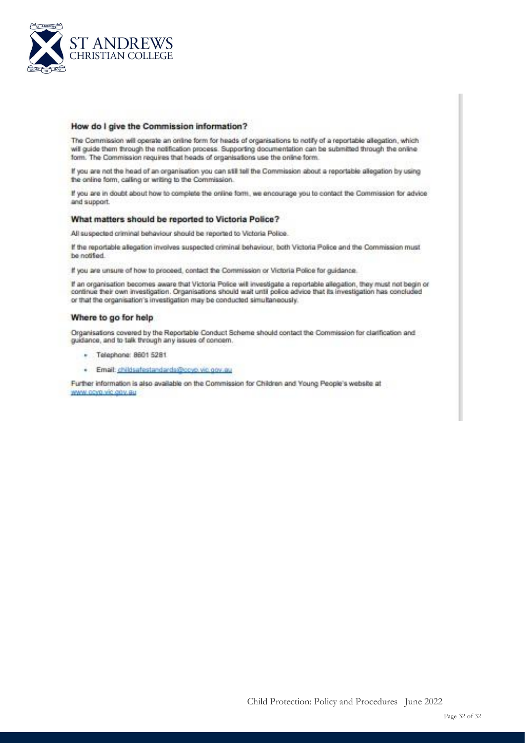### How do I give the Commission information?

The Commission will operate an online form for heads of organisations to notify of a reportable allegation, which will guide them through the notification process. Supporting documentation can be submitted through the online form. The Commission requires that heads of organisations use the online form.

If you are not the head of an organisation you can still tell the Commission about a reportable allegation by using the online form, calling or writing to the Commission.

If you are in doubt about how to complete the online form, we encourage you to contact the Commission for advice and support.

### What matters should be reported to Victoria Police?

All suspected criminal behaviour should be reported to Victoria Police.

If the reportable allegation involves suspected criminal behaviour, both Victoria Police and the Commission must be notified.

If you are unsure of how to proceed, contact the Commission or Victoria Police for guidance.

If an organisation becomes aware that Victoria Police will investigate a reportable allegation, they must not begin or continue their own investigation. Organisations should wait until police advice that its investigation has concluded or that the organisation's investigation may be conducted simultaneously.

### Where to go for help

Organisations covered by the Reportable Conduct Scheme should contact the Commission for clarification and guidance, and to talk through any issues of concern.

- Telephone: 8601 5281
- Email: childsafestandards@ccyp.vic.gov.au

Further information is also available on the Commission for Children and Young People's website at www.ccyp.vic.gov.au